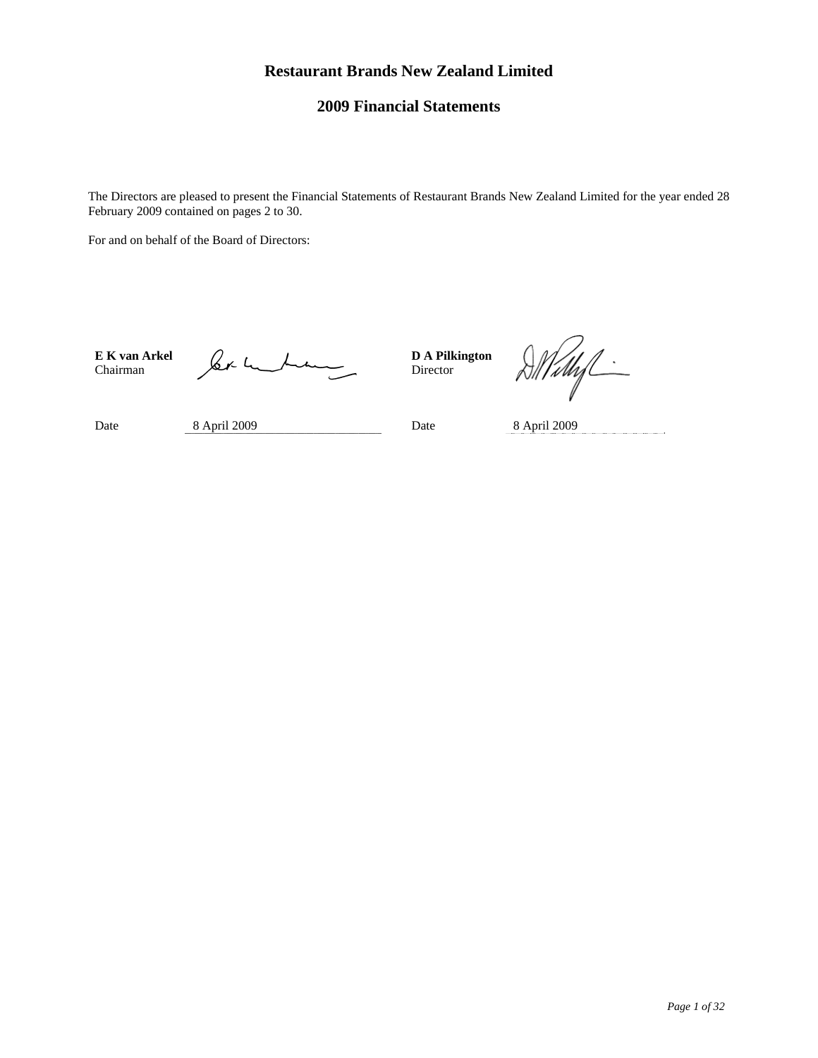# Restaurant Brands New Zealand Limited

## 2009 Financial Statements

The Directors are pleased to present the Financial Statements of Restaurant Brands New Zealand Limited for the year ended 28 February 2009 contained on pages 2 to 30.

For and on behalf of the Board of Directors:

| | | | |
|---|---|---|---|
| **E K van Arkel**<br>Chairman | | **D A Pilkington**<br>Director | |
| Date | 8 April 2009 | Date | 8 April 2009 |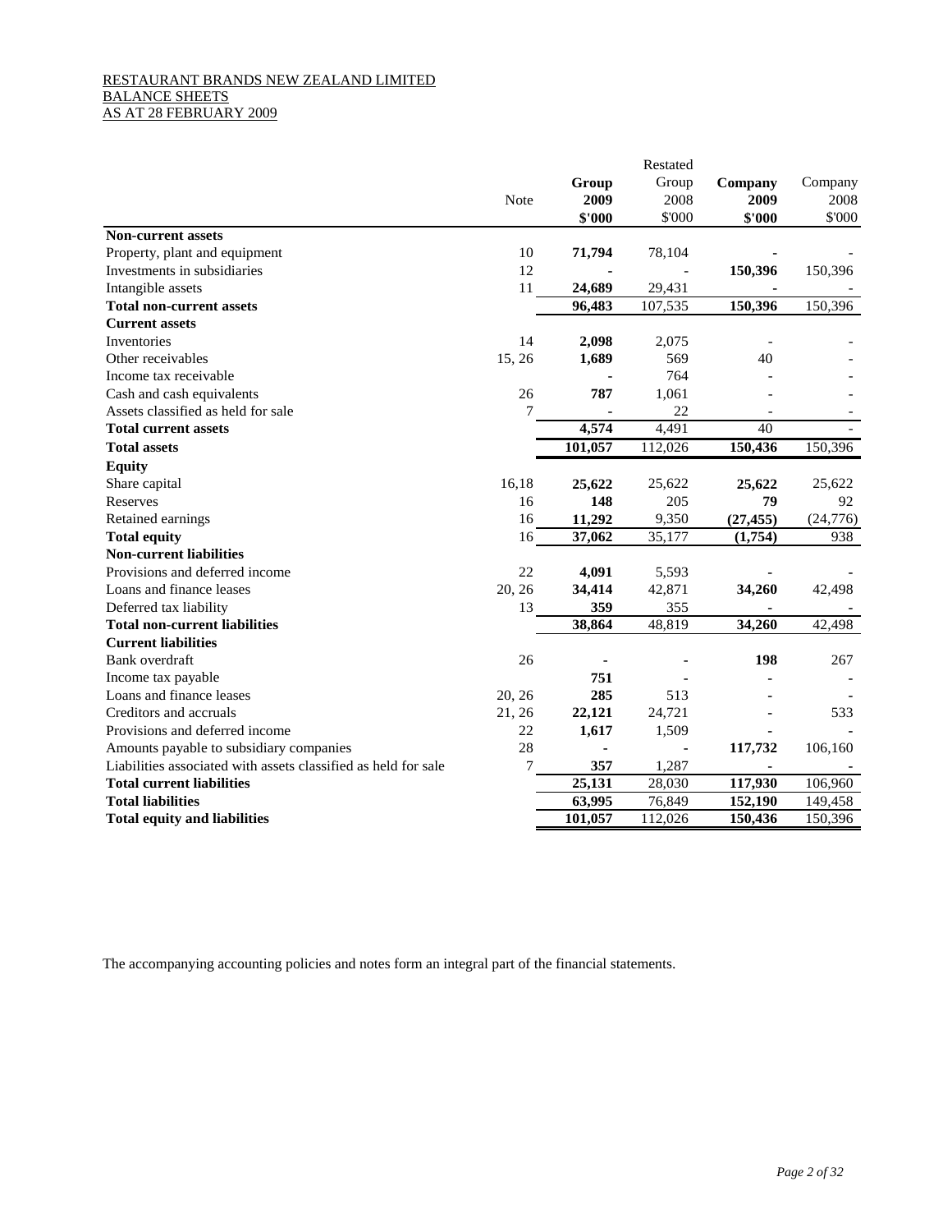RESTAURANT BRANDS NEW ZEALAND LIMITED
BALANCE SHEETS
AS AT 28 FEBRUARY 2009

| | Note | Group 2009 $'000 | Restated Group 2008 $'000 | Company 2009 $'000 | Company 2008 $'000 |
|---|---|---|---|---|---|
| **Non-current assets** | | | | | |
| Property, plant and equipment | 10 | **71,794** | 78,104 | **-** | - |
| Investments in subsidiaries | 12 | **-** | - | **150,396** | 150,396 |
| Intangible assets | 11 | **24,689** | 29,431 | **-** | - |
| **Total non-current assets** | | **96,483** | 107,535 | **150,396** | 150,396 |
| **Current assets** | | | | | |
| Inventories | 14 | **2,098** | 2,075 | - | - |
| Other receivables | 15, 26 | **1,689** | 569 | 40 | - |
| Income tax receivable | | **-** | 764 | - | - |
| Cash and cash equivalents | 26 | **787** | 1,061 | - | - |
| Assets classified as held for sale | 7 | **-** | 22 | - | - |
| **Total current assets** | | **4,574** | 4,491 | 40 | - |
| **Total assets** | | **101,057** | 112,026 | **150,436** | 150,396 |
| **Equity** | | | | | |
| Share capital | 16,18 | **25,622** | 25,622 | **25,622** | 25,622 |
| Reserves | 16 | **148** | 205 | **79** | 92 |
| Retained earnings | 16 | **11,292** | 9,350 | **(27,455)** | (24,776) |
| **Total equity** | 16 | **37,062** | 35,177 | **(1,754)** | 938 |
| **Non-current liabilities** | | | | | |
| Provisions and deferred income | 22 | **4,091** | 5,593 | **-** | - |
| Loans and finance leases | 20, 26 | **34,414** | 42,871 | **34,260** | 42,498 |
| Deferred tax liability | 13 | **359** | 355 | **-** | - |
| **Total non-current liabilities** | | **38,864** | 48,819 | **34,260** | 42,498 |
| **Current liabilities** | | | | | |
| Bank overdraft | 26 | **-** | - | **198** | 267 |
| Income tax payable | | **751** | - | **-** | - |
| Loans and finance leases | 20, 26 | **285** | 513 | **-** | - |
| Creditors and accruals | 21, 26 | **22,121** | 24,721 | **-** | 533 |
| Provisions and deferred income | 22 | **1,617** | 1,509 | **-** | - |
| Amounts payable to subsidiary companies | 28 | **-** | - | **117,732** | 106,160 |
| Liabilities associated with assets classified as held for sale | 7 | **357** | 1,287 | **-** | - |
| **Total current liabilities** | | **25,131** | 28,030 | **117,930** | 106,960 |
| **Total liabilities** | | **63,995** | 76,849 | **152,190** | 149,458 |
| **Total equity and liabilities** | | **101,057** | 112,026 | **150,436** | 150,396 |

The accompanying accounting policies and notes form an integral part of the financial statements.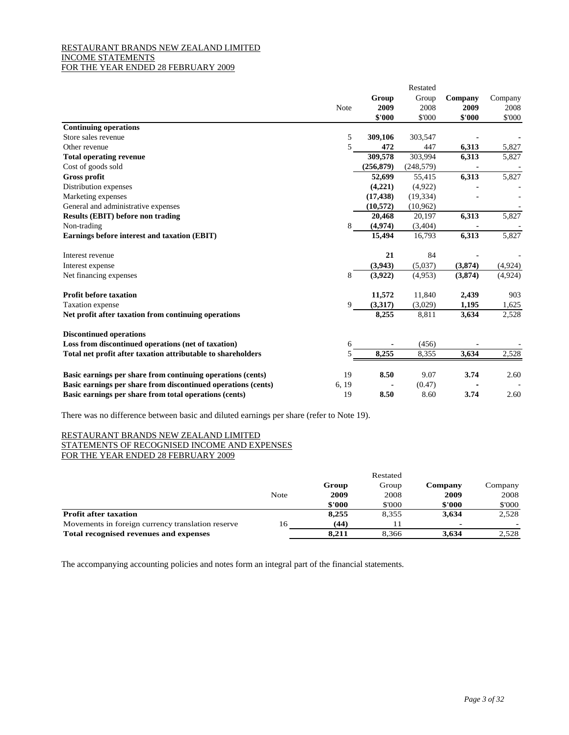RESTAURANT BRANDS NEW ZEALAND LIMITED
INCOME STATEMENTS
FOR THE YEAR ENDED 28 FEBRUARY 2009

| | Note | Group 2009 $'000 | Restated Group 2008 $'000 | Company 2009 $'000 | Company 2008 $'000 |
|---|---|---|---|---|---|
| **Continuing operations** | | | | | |
| Store sales revenue | 5 | **309,106** | 303,547 | **-** | - |
| Other revenue | 5 | **472** | 447 | **6,313** | 5,827 |
| **Total operating revenue** | | **309,578** | 303,994 | **6,313** | 5,827 |
| Cost of goods sold | | **(256,879)** | (248,579) | **-** | - |
| **Gross profit** | | **52,699** | 55,415 | **6,313** | 5,827 |
| Distribution expenses | | **(4,221)** | (4,922) | **-** | - |
| Marketing expenses | | **(17,438)** | (19,334) | **-** | - |
| General and administrative expenses | | **(10,572)** | (10,962) | | - |
| **Results (EBIT) before non trading** | | **20,468** | 20,197 | **6,313** | 5,827 |
| Non-trading | 8 | **(4,974)** | (3,404) | **-** | - |
| **Earnings before interest and taxation (EBIT)** | | **15,494** | 16,793 | **6,313** | 5,827 |
| Interest revenue | | **21** | 84 | **-** | - |
| Interest expense | | **(3,943)** | (5,037) | **(3,874)** | (4,924) |
| Net financing expenses | 8 | **(3,922)** | (4,953) | **(3,874)** | (4,924) |
| **Profit before taxation** | | **11,572** | 11,840 | **2,439** | 903 |
| Taxation expense | 9 | **(3,317)** | (3,029) | **1,195** | 1,625 |
| **Net profit after taxation from continuing operations** | | **8,255** | 8,811 | **3,634** | 2,528 |
| **Discontinued operations** | | | | | |
| **Loss from discontinued operations (net of taxation)** | 6 | **-** | (456) | **-** | - |
| **Total net profit after taxation attributable to shareholders** | 5 | **8,255** | 8,355 | **3,634** | 2,528 |
| **Basic earnings per share from continuing operations (cents)** | 19 | **8.50** | 9.07 | **3.74** | 2.60 |
| **Basic earnings per share from discontinued operations (cents)** | 6, 19 | **-** | (0.47) | **-** | - |
| **Basic earnings per share from total operations (cents)** | 19 | **8.50** | 8.60 | **3.74** | 2.60 |

There was no difference between basic and diluted earnings per share (refer to Note 19).

RESTAURANT BRANDS NEW ZEALAND LIMITED
STATEMENTS OF RECOGNISED INCOME AND EXPENSES
FOR THE YEAR ENDED 28 FEBRUARY 2009

| | Note | Group 2009 $'000 | Restated Group 2008 $'000 | Company 2009 $'000 | Company 2008 $'000 |
|---|---|---|---|---|---|
| **Profit after taxation** | | **8,255** | 8,355 | **3,634** | 2,528 |
| Movements in foreign currency translation reserve | 16 | **(44)** | 11 | **-** | - |
| **Total recognised revenues and expenses** | | **8,211** | 8,366 | **3,634** | 2,528 |

The accompanying accounting policies and notes form an integral part of the financial statements.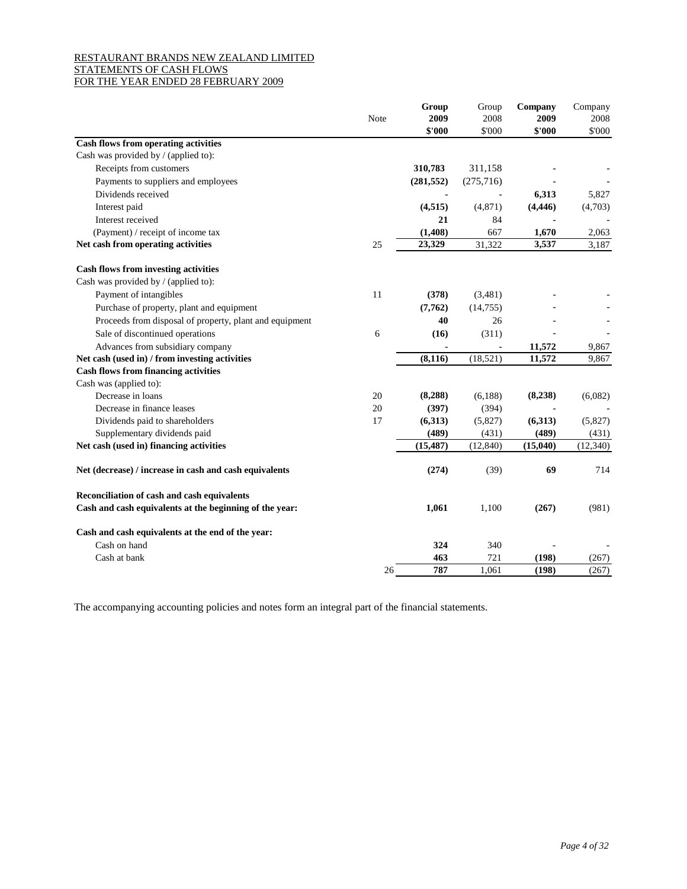RESTAURANT BRANDS NEW ZEALAND LIMITED
STATEMENTS OF CASH FLOWS
FOR THE YEAR ENDED 28 FEBRUARY 2009

| | Note | **Group 2009 $'000** | Group 2008 $'000 | **Company 2009 $'000** | Company 2008 $'000 |
|---|---|---|---|---|---|
| **Cash flows from operating activities** | | | | | |
| Cash was provided by / (applied to): | | | | | |
| Receipts from customers | | **310,783** | 311,158 | - | - |
| Payments to suppliers and employees | | **(281,552)** | (275,716) | - | - |
| Dividends received | | - | - | **6,313** | 5,827 |
| Interest paid | | **(4,515)** | (4,871) | **(4,446)** | (4,703) |
| Interest received | | **21** | 84 | - | - |
| (Payment) / receipt of income tax | | **(1,408)** | 667 | **1,670** | 2,063 |
| **Net cash from operating activities** | 25 | **23,329** | 31,322 | **3,537** | 3,187 |
| | | | | | |
| **Cash flows from investing activities** | | | | | |
| Cash was provided by / (applied to): | | | | | |
| Payment of intangibles | 11 | **(378)** | (3,481) | - | - |
| Purchase of property, plant and equipment | | **(7,762)** | (14,755) | - | - |
| Proceeds from disposal of property, plant and equipment | | **40** | 26 | - | - |
| Sale of discontinued operations | 6 | **(16)** | (311) | - | - |
| Advances from subsidiary company | | - | - | **11,572** | 9,867 |
| **Net cash (used in) / from investing activities** | | **(8,116)** | (18,521) | **11,572** | 9,867 |
| **Cash flows from financing activities** | | | | | |
| Cash was (applied to): | | | | | |
| Decrease in loans | 20 | **(8,288)** | (6,188) | **(8,238)** | (6,082) |
| Decrease in finance leases | 20 | **(397)** | (394) | - | - |
| Dividends paid to shareholders | 17 | **(6,313)** | (5,827) | **(6,313)** | (5,827) |
| Supplementary dividends paid | | **(489)** | (431) | **(489)** | (431) |
| **Net cash (used in) financing activities** | | **(15,487)** | (12,840) | **(15,040)** | (12,340) |
| | | | | | |
| **Net (decrease) / increase in cash and cash equivalents** | | **(274)** | (39) | **69** | 714 |
| | | | | | |
| **Reconciliation of cash and cash equivalents** | | | | | |
| **Cash and cash equivalents at the beginning of the year:** | | **1,061** | 1,100 | **(267)** | (981) |
| | | | | | |
| **Cash and cash equivalents at the end of the year:** | | | | | |
| Cash on hand | | **324** | 340 | - | - |
| Cash at bank | | **463** | 721 | **(198)** | (267) |
| | 26 | **787** | 1,061 | **(198)** | (267) |

The accompanying accounting policies and notes form an integral part of the financial statements.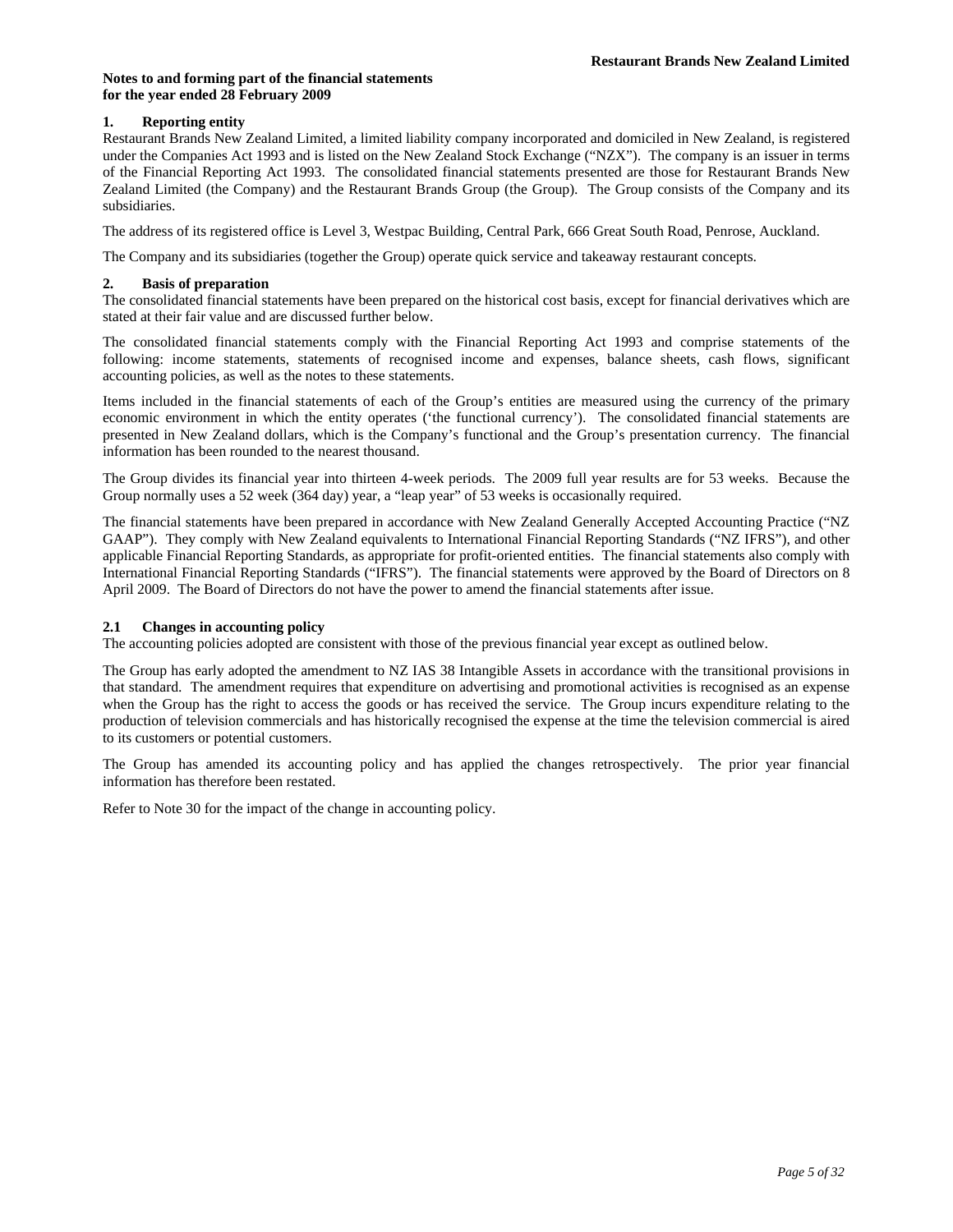**Notes to and forming part of the financial statements**
**for the year ended 28 February 2009**

## 1. Reporting entity

Restaurant Brands New Zealand Limited, a limited liability company incorporated and domiciled in New Zealand, is registered under the Companies Act 1993 and is listed on the New Zealand Stock Exchange ("NZX"). The company is an issuer in terms of the Financial Reporting Act 1993. The consolidated financial statements presented are those for Restaurant Brands New Zealand Limited (the Company) and the Restaurant Brands Group (the Group). The Group consists of the Company and its subsidiaries.

The address of its registered office is Level 3, Westpac Building, Central Park, 666 Great South Road, Penrose, Auckland.

The Company and its subsidiaries (together the Group) operate quick service and takeaway restaurant concepts.

## 2. Basis of preparation

The consolidated financial statements have been prepared on the historical cost basis, except for financial derivatives which are stated at their fair value and are discussed further below.

The consolidated financial statements comply with the Financial Reporting Act 1993 and comprise statements of the following: income statements, statements of recognised income and expenses, balance sheets, cash flows, significant accounting policies, as well as the notes to these statements.

Items included in the financial statements of each of the Group's entities are measured using the currency of the primary economic environment in which the entity operates ('the functional currency'). The consolidated financial statements are presented in New Zealand dollars, which is the Company's functional and the Group's presentation currency. The financial information has been rounded to the nearest thousand.

The Group divides its financial year into thirteen 4-week periods. The 2009 full year results are for 53 weeks. Because the Group normally uses a 52 week (364 day) year, a "leap year" of 53 weeks is occasionally required.

The financial statements have been prepared in accordance with New Zealand Generally Accepted Accounting Practice ("NZ GAAP"). They comply with New Zealand equivalents to International Financial Reporting Standards ("NZ IFRS"), and other applicable Financial Reporting Standards, as appropriate for profit-oriented entities. The financial statements also comply with International Financial Reporting Standards ("IFRS"). The financial statements were approved by the Board of Directors on 8 April 2009. The Board of Directors do not have the power to amend the financial statements after issue.

### 2.1 Changes in accounting policy

The accounting policies adopted are consistent with those of the previous financial year except as outlined below.

The Group has early adopted the amendment to NZ IAS 38 Intangible Assets in accordance with the transitional provisions in that standard. The amendment requires that expenditure on advertising and promotional activities is recognised as an expense when the Group has the right to access the goods or has received the service. The Group incurs expenditure relating to the production of television commercials and has historically recognised the expense at the time the television commercial is aired to its customers or potential customers.

The Group has amended its accounting policy and has applied the changes retrospectively. The prior year financial information has therefore been restated.

Refer to Note 30 for the impact of the change in accounting policy.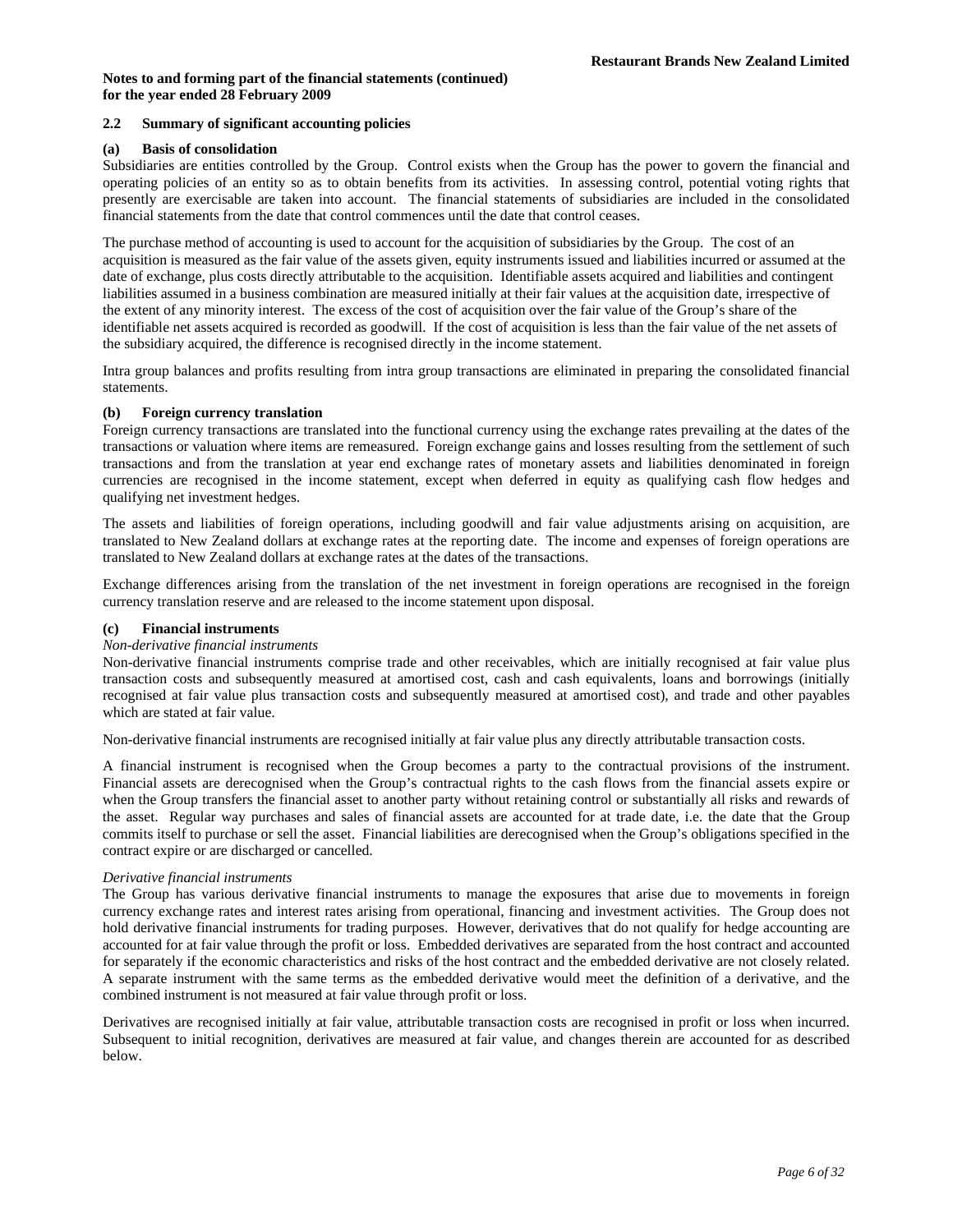**Notes to and forming part of the financial statements (continued)**
**for the year ended 28 February 2009**

### 2.2 Summary of significant accounting policies

#### (a) Basis of consolidation

Subsidiaries are entities controlled by the Group. Control exists when the Group has the power to govern the financial and operating policies of an entity so as to obtain benefits from its activities. In assessing control, potential voting rights that presently are exercisable are taken into account. The financial statements of subsidiaries are included in the consolidated financial statements from the date that control commences until the date that control ceases.

The purchase method of accounting is used to account for the acquisition of subsidiaries by the Group. The cost of an acquisition is measured as the fair value of the assets given, equity instruments issued and liabilities incurred or assumed at the date of exchange, plus costs directly attributable to the acquisition. Identifiable assets acquired and liabilities and contingent liabilities assumed in a business combination are measured initially at their fair values at the acquisition date, irrespective of the extent of any minority interest. The excess of the cost of acquisition over the fair value of the Group's share of the identifiable net assets acquired is recorded as goodwill. If the cost of acquisition is less than the fair value of the net assets of the subsidiary acquired, the difference is recognised directly in the income statement.

Intra group balances and profits resulting from intra group transactions are eliminated in preparing the consolidated financial statements.

#### (b) Foreign currency translation

Foreign currency transactions are translated into the functional currency using the exchange rates prevailing at the dates of the transactions or valuation where items are remeasured. Foreign exchange gains and losses resulting from the settlement of such transactions and from the translation at year end exchange rates of monetary assets and liabilities denominated in foreign currencies are recognised in the income statement, except when deferred in equity as qualifying cash flow hedges and qualifying net investment hedges.

The assets and liabilities of foreign operations, including goodwill and fair value adjustments arising on acquisition, are translated to New Zealand dollars at exchange rates at the reporting date. The income and expenses of foreign operations are translated to New Zealand dollars at exchange rates at the dates of the transactions.

Exchange differences arising from the translation of the net investment in foreign operations are recognised in the foreign currency translation reserve and are released to the income statement upon disposal.

#### (c) Financial instruments

*Non-derivative financial instruments*

Non-derivative financial instruments comprise trade and other receivables, which are initially recognised at fair value plus transaction costs and subsequently measured at amortised cost, cash and cash equivalents, loans and borrowings (initially recognised at fair value plus transaction costs and subsequently measured at amortised cost), and trade and other payables which are stated at fair value.

Non-derivative financial instruments are recognised initially at fair value plus any directly attributable transaction costs.

A financial instrument is recognised when the Group becomes a party to the contractual provisions of the instrument. Financial assets are derecognised when the Group's contractual rights to the cash flows from the financial assets expire or when the Group transfers the financial asset to another party without retaining control or substantially all risks and rewards of the asset. Regular way purchases and sales of financial assets are accounted for at trade date, i.e. the date that the Group commits itself to purchase or sell the asset. Financial liabilities are derecognised when the Group's obligations specified in the contract expire or are discharged or cancelled.

*Derivative financial instruments*

The Group has various derivative financial instruments to manage the exposures that arise due to movements in foreign currency exchange rates and interest rates arising from operational, financing and investment activities. The Group does not hold derivative financial instruments for trading purposes. However, derivatives that do not qualify for hedge accounting are accounted for at fair value through the profit or loss. Embedded derivatives are separated from the host contract and accounted for separately if the economic characteristics and risks of the host contract and the embedded derivative are not closely related. A separate instrument with the same terms as the embedded derivative would meet the definition of a derivative, and the combined instrument is not measured at fair value through profit or loss.

Derivatives are recognised initially at fair value, attributable transaction costs are recognised in profit or loss when incurred. Subsequent to initial recognition, derivatives are measured at fair value, and changes therein are accounted for as described below.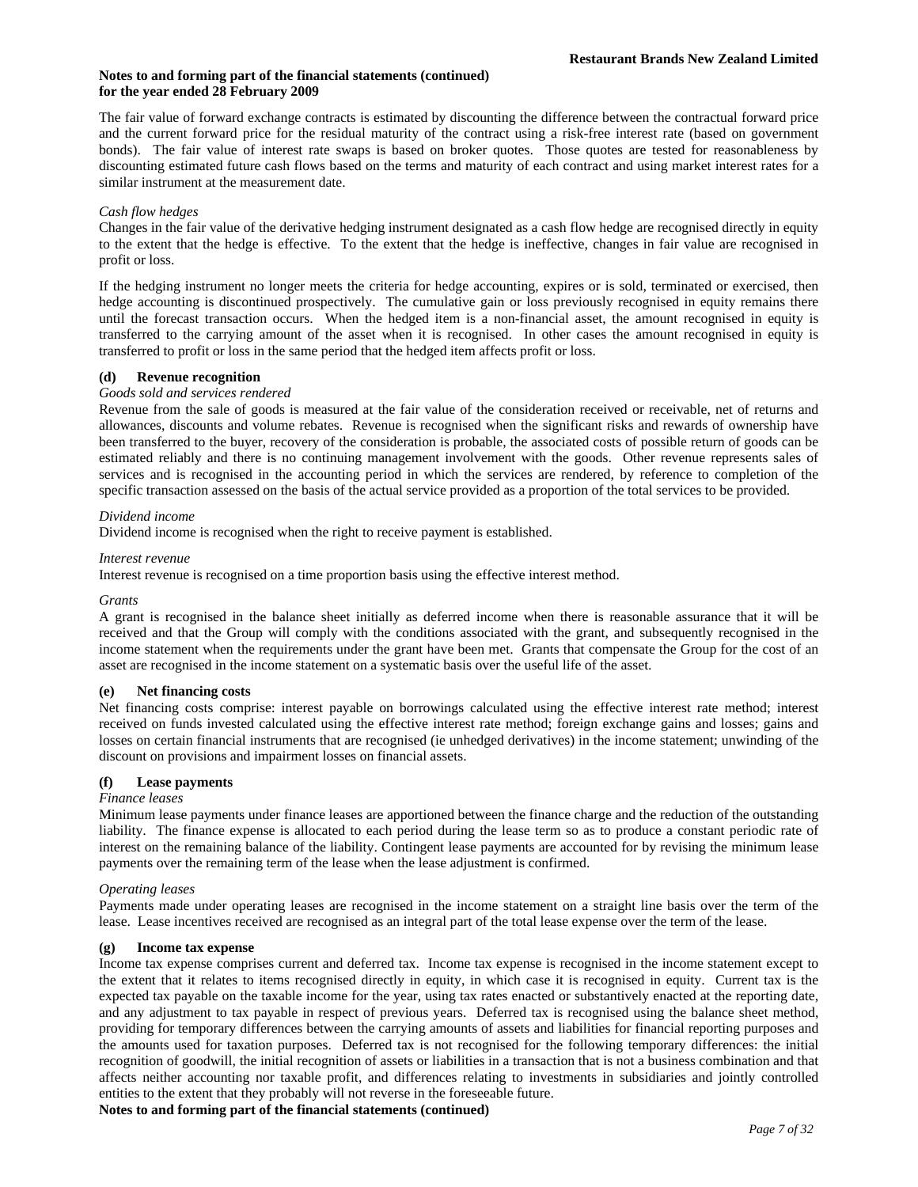The fair value of forward exchange contracts is estimated by discounting the difference between the contractual forward price and the current forward price for the residual maturity of the contract using a risk-free interest rate (based on government bonds). The fair value of interest rate swaps is based on broker quotes. Those quotes are tested for reasonableness by discounting estimated future cash flows based on the terms and maturity of each contract and using market interest rates for a similar instrument at the measurement date.

*Cash flow hedges*

Changes in the fair value of the derivative hedging instrument designated as a cash flow hedge are recognised directly in equity to the extent that the hedge is effective. To the extent that the hedge is ineffective, changes in fair value are recognised in profit or loss.

If the hedging instrument no longer meets the criteria for hedge accounting, expires or is sold, terminated or exercised, then hedge accounting is discontinued prospectively. The cumulative gain or loss previously recognised in equity remains there until the forecast transaction occurs. When the hedged item is a non-financial asset, the amount recognised in equity is transferred to the carrying amount of the asset when it is recognised. In other cases the amount recognised in equity is transferred to profit or loss in the same period that the hedged item affects profit or loss.

### (d) Revenue recognition

*Goods sold and services rendered*

Revenue from the sale of goods is measured at the fair value of the consideration received or receivable, net of returns and allowances, discounts and volume rebates. Revenue is recognised when the significant risks and rewards of ownership have been transferred to the buyer, recovery of the consideration is probable, the associated costs of possible return of goods can be estimated reliably and there is no continuing management involvement with the goods. Other revenue represents sales of services and is recognised in the accounting period in which the services are rendered, by reference to completion of the specific transaction assessed on the basis of the actual service provided as a proportion of the total services to be provided.

*Dividend income*

Dividend income is recognised when the right to receive payment is established.

*Interest revenue*

Interest revenue is recognised on a time proportion basis using the effective interest method.

*Grants*

A grant is recognised in the balance sheet initially as deferred income when there is reasonable assurance that it will be received and that the Group will comply with the conditions associated with the grant, and subsequently recognised in the income statement when the requirements under the grant have been met. Grants that compensate the Group for the cost of an asset are recognised in the income statement on a systematic basis over the useful life of the asset.

### (e) Net financing costs

Net financing costs comprise: interest payable on borrowings calculated using the effective interest rate method; interest received on funds invested calculated using the effective interest rate method; foreign exchange gains and losses; gains and losses on certain financial instruments that are recognised (ie unhedged derivatives) in the income statement; unwinding of the discount on provisions and impairment losses on financial assets.

### (f) Lease payments

*Finance leases*

Minimum lease payments under finance leases are apportioned between the finance charge and the reduction of the outstanding liability. The finance expense is allocated to each period during the lease term so as to produce a constant periodic rate of interest on the remaining balance of the liability. Contingent lease payments are accounted for by revising the minimum lease payments over the remaining term of the lease when the lease adjustment is confirmed.

*Operating leases*

Payments made under operating leases are recognised in the income statement on a straight line basis over the term of the lease. Lease incentives received are recognised as an integral part of the total lease expense over the term of the lease.

### (g) Income tax expense

Income tax expense comprises current and deferred tax. Income tax expense is recognised in the income statement except to the extent that it relates to items recognised directly in equity, in which case it is recognised in equity. Current tax is the expected tax payable on the taxable income for the year, using tax rates enacted or substantively enacted at the reporting date, and any adjustment to tax payable in respect of previous years. Deferred tax is recognised using the balance sheet method, providing for temporary differences between the carrying amounts of assets and liabilities for financial reporting purposes and the amounts used for taxation purposes. Deferred tax is not recognised for the following temporary differences: the initial recognition of goodwill, the initial recognition of assets or liabilities in a transaction that is not a business combination and that affects neither accounting nor taxable profit, and differences relating to investments in subsidiaries and jointly controlled entities to the extent that they probably will not reverse in the foreseeable future.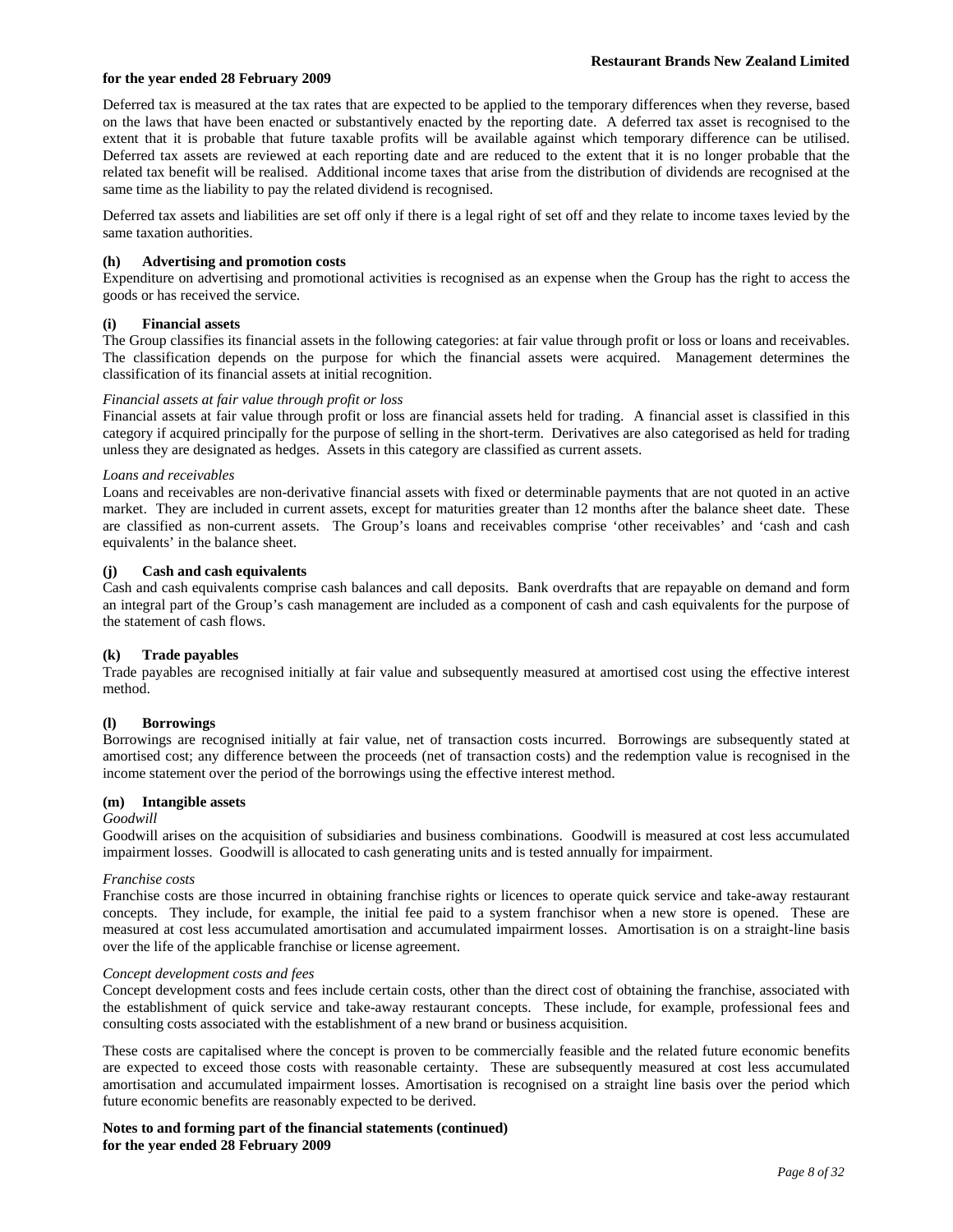Deferred tax is measured at the tax rates that are expected to be applied to the temporary differences when they reverse, based on the laws that have been enacted or substantively enacted by the reporting date. A deferred tax asset is recognised to the extent that it is probable that future taxable profits will be available against which temporary difference can be utilised. Deferred tax assets are reviewed at each reporting date and are reduced to the extent that it is no longer probable that the related tax benefit will be realised. Additional income taxes that arise from the distribution of dividends are recognised at the same time as the liability to pay the related dividend is recognised.

Deferred tax assets and liabilities are set off only if there is a legal right of set off and they relate to income taxes levied by the same taxation authorities.

**(h) Advertising and promotion costs**

Expenditure on advertising and promotional activities is recognised as an expense when the Group has the right to access the goods or has received the service.

**(i) Financial assets**

The Group classifies its financial assets in the following categories: at fair value through profit or loss or loans and receivables. The classification depends on the purpose for which the financial assets were acquired. Management determines the classification of its financial assets at initial recognition.

*Financial assets at fair value through profit or loss*

Financial assets at fair value through profit or loss are financial assets held for trading. A financial asset is classified in this category if acquired principally for the purpose of selling in the short-term. Derivatives are also categorised as held for trading unless they are designated as hedges. Assets in this category are classified as current assets.

*Loans and receivables*

Loans and receivables are non-derivative financial assets with fixed or determinable payments that are not quoted in an active market. They are included in current assets, except for maturities greater than 12 months after the balance sheet date. These are classified as non-current assets. The Group's loans and receivables comprise 'other receivables' and 'cash and cash equivalents' in the balance sheet.

**(j) Cash and cash equivalents**

Cash and cash equivalents comprise cash balances and call deposits. Bank overdrafts that are repayable on demand and form an integral part of the Group's cash management are included as a component of cash and cash equivalents for the purpose of the statement of cash flows.

**(k) Trade payables**

Trade payables are recognised initially at fair value and subsequently measured at amortised cost using the effective interest method.

**(l) Borrowings**

Borrowings are recognised initially at fair value, net of transaction costs incurred. Borrowings are subsequently stated at amortised cost; any difference between the proceeds (net of transaction costs) and the redemption value is recognised in the income statement over the period of the borrowings using the effective interest method.

**(m) Intangible assets**

*Goodwill*

Goodwill arises on the acquisition of subsidiaries and business combinations. Goodwill is measured at cost less accumulated impairment losses. Goodwill is allocated to cash generating units and is tested annually for impairment.

*Franchise costs*

Franchise costs are those incurred in obtaining franchise rights or licences to operate quick service and take-away restaurant concepts. They include, for example, the initial fee paid to a system franchisor when a new store is opened. These are measured at cost less accumulated amortisation and accumulated impairment losses. Amortisation is on a straight-line basis over the life of the applicable franchise or license agreement.

*Concept development costs and fees*

Concept development costs and fees include certain costs, other than the direct cost of obtaining the franchise, associated with the establishment of quick service and take-away restaurant concepts. These include, for example, professional fees and consulting costs associated with the establishment of a new brand or business acquisition.

These costs are capitalised where the concept is proven to be commercially feasible and the related future economic benefits are expected to exceed those costs with reasonable certainty. These are subsequently measured at cost less accumulated amortisation and accumulated impairment losses. Amortisation is recognised on a straight line basis over the period which future economic benefits are reasonably expected to be derived.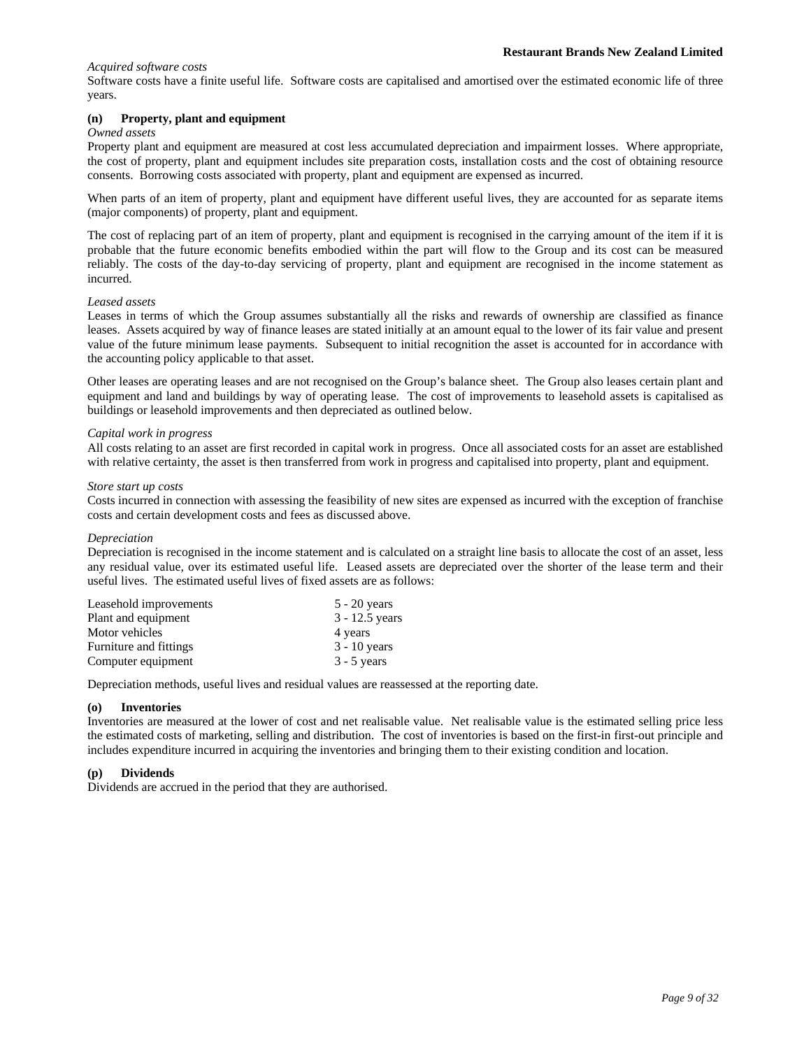*Acquired software costs*
Software costs have a finite useful life. Software costs are capitalised and amortised over the estimated economic life of three years.

### (n) Property, plant and equipment

*Owned assets*
Property plant and equipment are measured at cost less accumulated depreciation and impairment losses. Where appropriate, the cost of property, plant and equipment includes site preparation costs, installation costs and the cost of obtaining resource consents. Borrowing costs associated with property, plant and equipment are expensed as incurred.

When parts of an item of property, plant and equipment have different useful lives, they are accounted for as separate items (major components) of property, plant and equipment.

The cost of replacing part of an item of property, plant and equipment is recognised in the carrying amount of the item if it is probable that the future economic benefits embodied within the part will flow to the Group and its cost can be measured reliably. The costs of the day-to-day servicing of property, plant and equipment are recognised in the income statement as incurred.

*Leased assets*
Leases in terms of which the Group assumes substantially all the risks and rewards of ownership are classified as finance leases. Assets acquired by way of finance leases are stated initially at an amount equal to the lower of its fair value and present value of the future minimum lease payments. Subsequent to initial recognition the asset is accounted for in accordance with the accounting policy applicable to that asset.

Other leases are operating leases and are not recognised on the Group's balance sheet. The Group also leases certain plant and equipment and land and buildings by way of operating lease. The cost of improvements to leasehold assets is capitalised as buildings or leasehold improvements and then depreciated as outlined below.

*Capital work in progress*
All costs relating to an asset are first recorded in capital work in progress. Once all associated costs for an asset are established with relative certainty, the asset is then transferred from work in progress and capitalised into property, plant and equipment.

*Store start up costs*
Costs incurred in connection with assessing the feasibility of new sites are expensed as incurred with the exception of franchise costs and certain development costs and fees as discussed above.

*Depreciation*
Depreciation is recognised in the income statement and is calculated on a straight line basis to allocate the cost of an asset, less any residual value, over its estimated useful life. Leased assets are depreciated over the shorter of the lease term and their useful lives. The estimated useful lives of fixed assets are as follows:

| | |
|---|---|
| Leasehold improvements | 5 - 20 years |
| Plant and equipment | 3 - 12.5 years |
| Motor vehicles | 4 years |
| Furniture and fittings | 3 - 10 years |
| Computer equipment | 3 - 5 years |

Depreciation methods, useful lives and residual values are reassessed at the reporting date.

### (o) Inventories

Inventories are measured at the lower of cost and net realisable value. Net realisable value is the estimated selling price less the estimated costs of marketing, selling and distribution. The cost of inventories is based on the first-in first-out principle and includes expenditure incurred in acquiring the inventories and bringing them to their existing condition and location.

### (p) Dividends

Dividends are accrued in the period that they are authorised.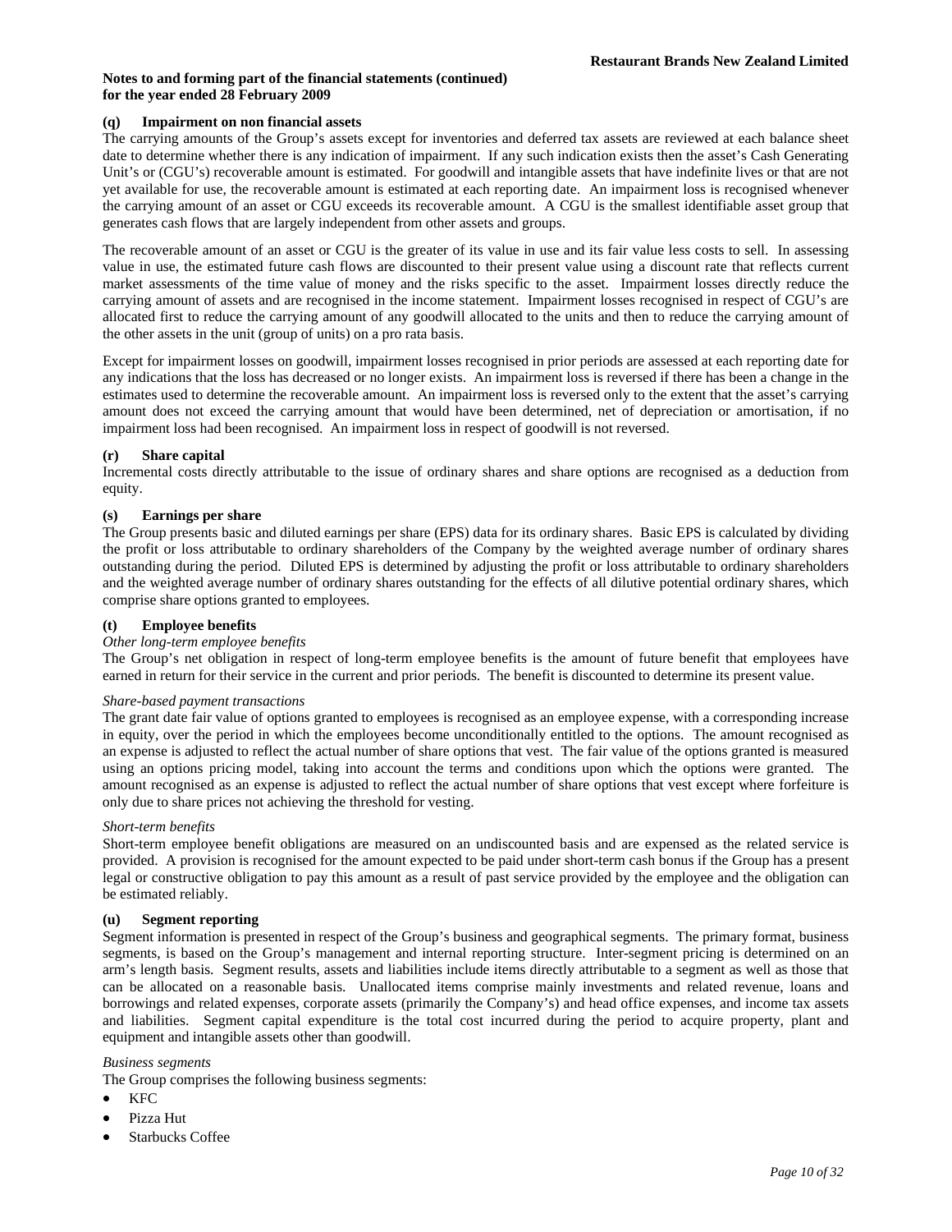**Notes to and forming part of the financial statements (continued)**
**for the year ended 28 February 2009**

### (q) Impairment on non financial assets

The carrying amounts of the Group's assets except for inventories and deferred tax assets are reviewed at each balance sheet date to determine whether there is any indication of impairment. If any such indication exists then the asset's Cash Generating Unit's or (CGU's) recoverable amount is estimated. For goodwill and intangible assets that have indefinite lives or that are not yet available for use, the recoverable amount is estimated at each reporting date. An impairment loss is recognised whenever the carrying amount of an asset or CGU exceeds its recoverable amount. A CGU is the smallest identifiable asset group that generates cash flows that are largely independent from other assets and groups.

The recoverable amount of an asset or CGU is the greater of its value in use and its fair value less costs to sell. In assessing value in use, the estimated future cash flows are discounted to their present value using a discount rate that reflects current market assessments of the time value of money and the risks specific to the asset. Impairment losses directly reduce the carrying amount of assets and are recognised in the income statement. Impairment losses recognised in respect of CGU's are allocated first to reduce the carrying amount of any goodwill allocated to the units and then to reduce the carrying amount of the other assets in the unit (group of units) on a pro rata basis.

Except for impairment losses on goodwill, impairment losses recognised in prior periods are assessed at each reporting date for any indications that the loss has decreased or no longer exists. An impairment loss is reversed if there has been a change in the estimates used to determine the recoverable amount. An impairment loss is reversed only to the extent that the asset's carrying amount does not exceed the carrying amount that would have been determined, net of depreciation or amortisation, if no impairment loss had been recognised. An impairment loss in respect of goodwill is not reversed.

### (r) Share capital

Incremental costs directly attributable to the issue of ordinary shares and share options are recognised as a deduction from equity.

### (s) Earnings per share

The Group presents basic and diluted earnings per share (EPS) data for its ordinary shares. Basic EPS is calculated by dividing the profit or loss attributable to ordinary shareholders of the Company by the weighted average number of ordinary shares outstanding during the period. Diluted EPS is determined by adjusting the profit or loss attributable to ordinary shareholders and the weighted average number of ordinary shares outstanding for the effects of all dilutive potential ordinary shares, which comprise share options granted to employees.

### (t) Employee benefits

*Other long-term employee benefits*

The Group's net obligation in respect of long-term employee benefits is the amount of future benefit that employees have earned in return for their service in the current and prior periods. The benefit is discounted to determine its present value.

*Share-based payment transactions*

The grant date fair value of options granted to employees is recognised as an employee expense, with a corresponding increase in equity, over the period in which the employees become unconditionally entitled to the options. The amount recognised as an expense is adjusted to reflect the actual number of share options that vest. The fair value of the options granted is measured using an options pricing model, taking into account the terms and conditions upon which the options were granted. The amount recognised as an expense is adjusted to reflect the actual number of share options that vest except where forfeiture is only due to share prices not achieving the threshold for vesting.

*Short-term benefits*

Short-term employee benefit obligations are measured on an undiscounted basis and are expensed as the related service is provided. A provision is recognised for the amount expected to be paid under short-term cash bonus if the Group has a present legal or constructive obligation to pay this amount as a result of past service provided by the employee and the obligation can be estimated reliably.

### (u) Segment reporting

Segment information is presented in respect of the Group's business and geographical segments. The primary format, business segments, is based on the Group's management and internal reporting structure. Inter-segment pricing is determined on an arm's length basis. Segment results, assets and liabilities include items directly attributable to a segment as well as those that can be allocated on a reasonable basis. Unallocated items comprise mainly investments and related revenue, loans and borrowings and related expenses, corporate assets (primarily the Company's) and head office expenses, and income tax assets and liabilities. Segment capital expenditure is the total cost incurred during the period to acquire property, plant and equipment and intangible assets other than goodwill.

*Business segments*

The Group comprises the following business segments:

- KFC
- Pizza Hut
- Starbucks Coffee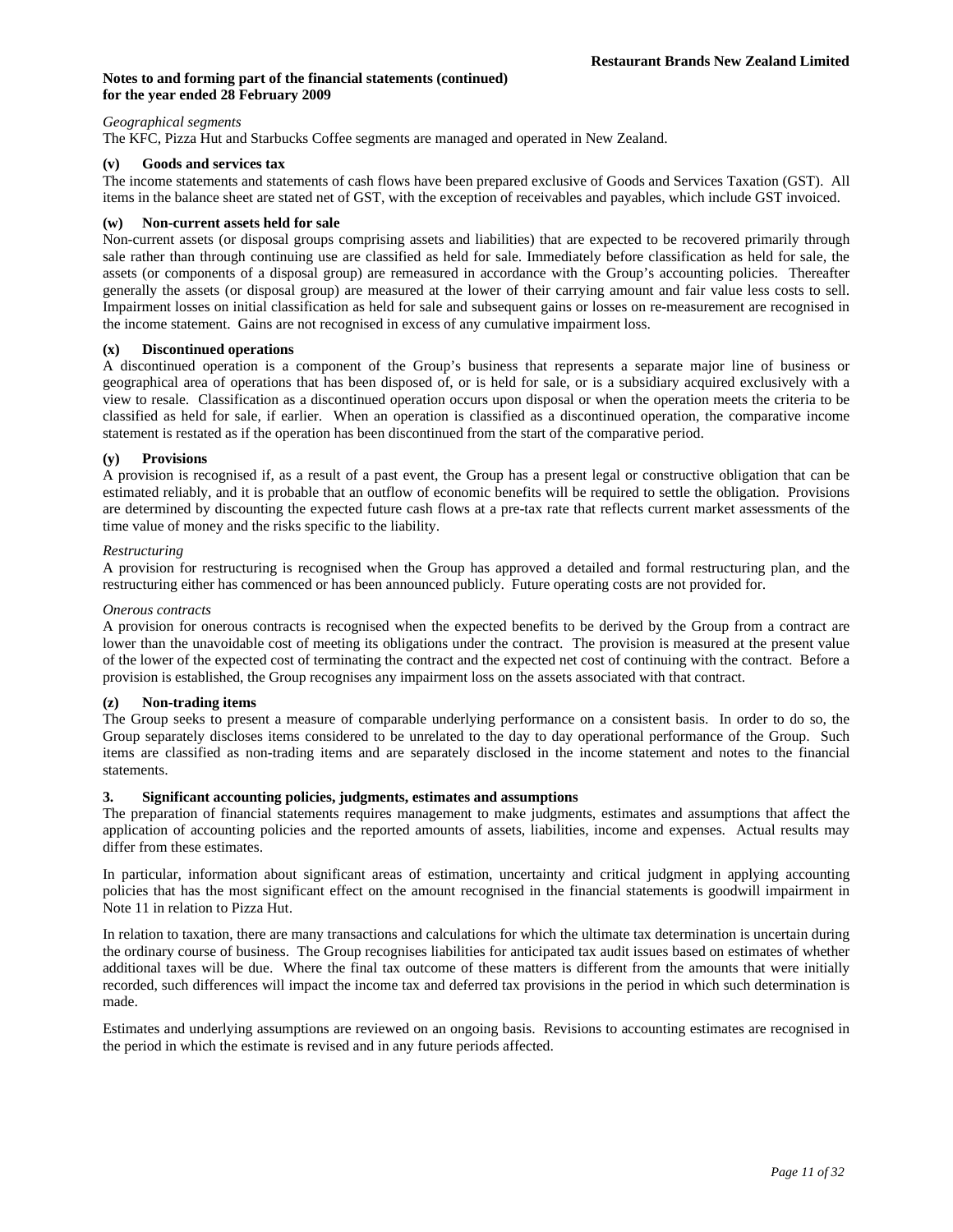*Geographical segments*

The KFC, Pizza Hut and Starbucks Coffee segments are managed and operated in New Zealand.

**(v) Goods and services tax**

The income statements and statements of cash flows have been prepared exclusive of Goods and Services Taxation (GST). All items in the balance sheet are stated net of GST, with the exception of receivables and payables, which include GST invoiced.

**(w) Non-current assets held for sale**

Non-current assets (or disposal groups comprising assets and liabilities) that are expected to be recovered primarily through sale rather than through continuing use are classified as held for sale. Immediately before classification as held for sale, the assets (or components of a disposal group) are remeasured in accordance with the Group's accounting policies. Thereafter generally the assets (or disposal group) are measured at the lower of their carrying amount and fair value less costs to sell. Impairment losses on initial classification as held for sale and subsequent gains or losses on re-measurement are recognised in the income statement. Gains are not recognised in excess of any cumulative impairment loss.

**(x) Discontinued operations**

A discontinued operation is a component of the Group's business that represents a separate major line of business or geographical area of operations that has been disposed of, or is held for sale, or is a subsidiary acquired exclusively with a view to resale. Classification as a discontinued operation occurs upon disposal or when the operation meets the criteria to be classified as held for sale, if earlier. When an operation is classified as a discontinued operation, the comparative income statement is restated as if the operation has been discontinued from the start of the comparative period.

**(y) Provisions**

A provision is recognised if, as a result of a past event, the Group has a present legal or constructive obligation that can be estimated reliably, and it is probable that an outflow of economic benefits will be required to settle the obligation. Provisions are determined by discounting the expected future cash flows at a pre-tax rate that reflects current market assessments of the time value of money and the risks specific to the liability.

*Restructuring*

A provision for restructuring is recognised when the Group has approved a detailed and formal restructuring plan, and the restructuring either has commenced or has been announced publicly. Future operating costs are not provided for.

*Onerous contracts*

A provision for onerous contracts is recognised when the expected benefits to be derived by the Group from a contract are lower than the unavoidable cost of meeting its obligations under the contract. The provision is measured at the present value of the lower of the expected cost of terminating the contract and the expected net cost of continuing with the contract. Before a provision is established, the Group recognises any impairment loss on the assets associated with that contract.

**(z) Non-trading items**

The Group seeks to present a measure of comparable underlying performance on a consistent basis. In order to do so, the Group separately discloses items considered to be unrelated to the day to day operational performance of the Group. Such items are classified as non-trading items and are separately disclosed in the income statement and notes to the financial statements.

## 3. Significant accounting policies, judgments, estimates and assumptions

The preparation of financial statements requires management to make judgments, estimates and assumptions that affect the application of accounting policies and the reported amounts of assets, liabilities, income and expenses. Actual results may differ from these estimates.

In particular, information about significant areas of estimation, uncertainty and critical judgment in applying accounting policies that has the most significant effect on the amount recognised in the financial statements is goodwill impairment in Note 11 in relation to Pizza Hut.

In relation to taxation, there are many transactions and calculations for which the ultimate tax determination is uncertain during the ordinary course of business. The Group recognises liabilities for anticipated tax audit issues based on estimates of whether additional taxes will be due. Where the final tax outcome of these matters is different from the amounts that were initially recorded, such differences will impact the income tax and deferred tax provisions in the period in which such determination is made.

Estimates and underlying assumptions are reviewed on an ongoing basis. Revisions to accounting estimates are recognised in the period in which the estimate is revised and in any future periods affected.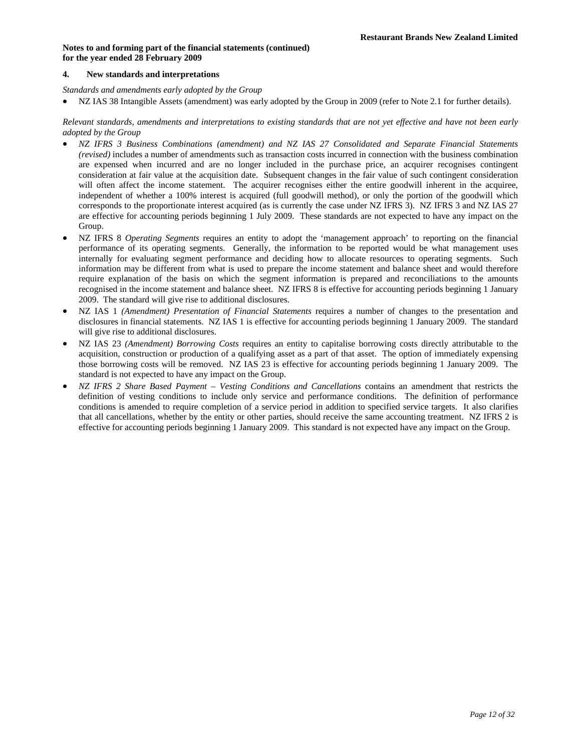**Notes to and forming part of the financial statements (continued)**
**for the year ended 28 February 2009**

## 4. New standards and interpretations

*Standards and amendments early adopted by the Group*

- NZ IAS 38 Intangible Assets (amendment) was early adopted by the Group in 2009 (refer to Note 2.1 for further details).

*Relevant standards, amendments and interpretations to existing standards that are not yet effective and have not been early adopted by the Group*

- *NZ IFRS 3 Business Combinations (amendment) and NZ IAS 27 Consolidated and Separate Financial Statements (revised)* includes a number of amendments such as transaction costs incurred in connection with the business combination are expensed when incurred and are no longer included in the purchase price, an acquirer recognises contingent consideration at fair value at the acquisition date. Subsequent changes in the fair value of such contingent consideration will often affect the income statement. The acquirer recognises either the entire goodwill inherent in the acquiree, independent of whether a 100% interest is acquired (full goodwill method), or only the portion of the goodwill which corresponds to the proportionate interest acquired (as is currently the case under NZ IFRS 3). NZ IFRS 3 and NZ IAS 27 are effective for accounting periods beginning 1 July 2009. These standards are not expected to have any impact on the Group.
- NZ IFRS 8 *Operating Segments* requires an entity to adopt the 'management approach' to reporting on the financial performance of its operating segments. Generally, the information to be reported would be what management uses internally for evaluating segment performance and deciding how to allocate resources to operating segments. Such information may be different from what is used to prepare the income statement and balance sheet and would therefore require explanation of the basis on which the segment information is prepared and reconciliations to the amounts recognised in the income statement and balance sheet. NZ IFRS 8 is effective for accounting periods beginning 1 January 2009. The standard will give rise to additional disclosures.
- NZ IAS 1 *(Amendment) Presentation of Financial Statements* requires a number of changes to the presentation and disclosures in financial statements. NZ IAS 1 is effective for accounting periods beginning 1 January 2009. The standard will give rise to additional disclosures.
- NZ IAS 23 *(Amendment) Borrowing Costs* requires an entity to capitalise borrowing costs directly attributable to the acquisition, construction or production of a qualifying asset as a part of that asset. The option of immediately expensing those borrowing costs will be removed. NZ IAS 23 is effective for accounting periods beginning 1 January 2009. The standard is not expected to have any impact on the Group.
- *NZ IFRS 2 Share Based Payment – Vesting Conditions and Cancellations* contains an amendment that restricts the definition of vesting conditions to include only service and performance conditions. The definition of performance conditions is amended to require completion of a service period in addition to specified service targets. It also clarifies that all cancellations, whether by the entity or other parties, should receive the same accounting treatment. NZ IFRS 2 is effective for accounting periods beginning 1 January 2009. This standard is not expected have any impact on the Group.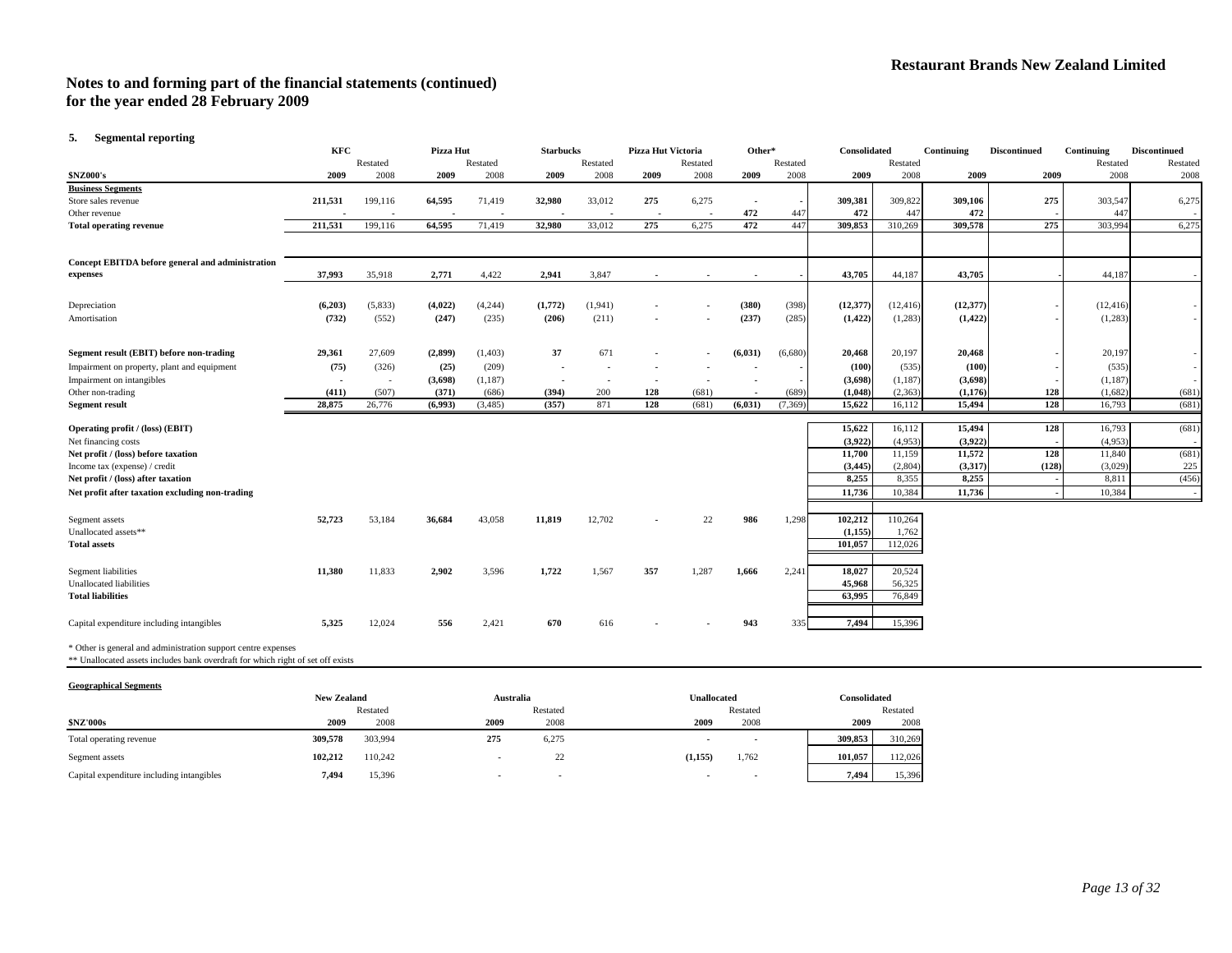# Notes to and forming part of the financial statements (continued)
## for the year ended 28 February 2009

### 5. Segmental reporting

| $NZ000's | KFC 2009 | KFC Restated 2008 | Pizza Hut 2009 | Pizza Hut Restated 2008 | Starbucks 2009 | Starbucks Restated 2008 | Pizza Hut Victoria 2009 | Pizza Hut Victoria Restated 2008 | Other* 2009 | Other* Restated 2008 | Consolidated 2009 | Consolidated Restated 2008 | Continuing 2009 | Discontinued 2009 | Continuing Restated 2008 | Discontinued Restated 2008 |
|---|---|---|---|---|---|---|---|---|---|---|---|---|---|---|---|---|
| **Business Segments** | | | | | | | | | | | | | | | | |
| Store sales revenue | **211,531** | 199,116 | **64,595** | 71,419 | **32,980** | 33,012 | **275** | 6,275 | - | - | **309,381** | 309,822 | **309,106** | **275** | 303,547 | 6,275 |
| Other revenue | - | - | - | - | - | - | - | - | **472** | 447 | **472** | 447 | **472** | - | 447 | - |
| **Total operating revenue** | **211,531** | 199,116 | **64,595** | 71,419 | **32,980** | 33,012 | **275** | 6,275 | **472** | 447 | **309,853** | 310,269 | **309,578** | **275** | 303,994 | 6,275 |
| **Concept EBITDA before general and administration expenses** | **37,993** | 35,918 | **2,771** | 4,422 | **2,941** | 3,847 | - | - | - | - | **43,705** | 44,187 | **43,705** | - | 44,187 | - |
| Depreciation | **(6,203)** | (5,833) | **(4,022)** | (4,244) | **(1,772)** | (1,941) | - | - | **(380)** | (398) | **(12,377)** | (12,416) | **(12,377)** | - | (12,416) | - |
| Amortisation | **(732)** | (552) | **(247)** | (235) | **(206)** | (211) | - | - | **(237)** | (285) | **(1,422)** | (1,283) | **(1,422)** | - | (1,283) | - |
| **Segment result (EBIT) before non-trading** | **29,361** | 27,609 | **(2,899)** | (1,403) | **37** | 671 | - | - | **(6,031)** | (6,680) | **20,468** | 20,197 | **20,468** | - | 20,197 | - |
| Impairment on property, plant and equipment | **(75)** | (326) | **(25)** | (209) | - | - | - | - | - | - | **(100)** | (535) | **(100)** | - | (535) | - |
| Impairment on intangibles | - | - | **(3,698)** | (1,187) | - | - | - | - | - | - | **(3,698)** | (1,187) | **(3,698)** | - | (1,187) | - |
| Other non-trading | **(411)** | (507) | **(371)** | (686) | **(394)** | 200 | **128** | (681) | - | (689) | **(1,048)** | (2,363) | **(1,176)** | **128** | (1,682) | (681) |
| **Segment result** | **28,875** | 26,776 | **(6,993)** | (3,485) | **(357)** | 871 | **128** | (681) | **(6,031)** | (7,369) | **15,622** | 16,112 | **15,494** | **128** | 16,793 | (681) |
| **Operating profit / (loss) (EBIT)** | | | | | | | | | | | **15,622** | 16,112 | **15,494** | **128** | 16,793 | (681) |
| Net financing costs | | | | | | | | | | | **(3,922)** | (4,953) | **(3,922)** | - | (4,953) | - |
| **Net profit / (loss) before taxation** | | | | | | | | | | | **11,700** | 11,159 | **11,572** | **128** | 11,840 | (681) |
| Income tax (expense) / credit | | | | | | | | | | | **(3,445)** | (2,804) | **(3,317)** | **(128)** | (3,029) | 225 |
| **Net profit / (loss) after taxation** | | | | | | | | | | | **8,255** | 8,355 | **8,255** | - | 8,811 | (456) |
| **Net profit after taxation excluding non-trading** | | | | | | | | | | | **11,736** | 10,384 | **11,736** | - | 10,384 | - |
| Segment assets | **52,723** | 53,184 | **36,684** | 43,058 | **11,819** | 12,702 | - | 22 | **986** | 1,298 | **102,212** | 110,264 | | | | |
| Unallocated assets** | | | | | | | | | | | **(1,155)** | 1,762 | | | | |
| **Total assets** | | | | | | | | | | | **101,057** | 112,026 | | | | |
| Segment liabilities | **11,380** | 11,833 | **2,902** | 3,596 | **1,722** | 1,567 | **357** | 1,287 | **1,666** | 2,241 | **18,027** | 20,524 | | | | |
| Unallocated liabilities | | | | | | | | | | | **45,968** | 56,325 | | | | |
| **Total liabilities** | | | | | | | | | | | **63,995** | 76,849 | | | | |
| Capital expenditure including intangibles | **5,325** | 12,024 | **556** | 2,421 | **670** | 616 | - | - | **943** | 335 | **7,494** | 15,396 | | | | |

\* Other is general and administration support centre expenses

** Unallocated assets includes bank overdraft for which right of set off exists

**Geographical Segments**

| $NZ'000s | New Zealand 2009 | New Zealand Restated 2008 | Australia 2009 | Australia Restated 2008 | Unallocated 2009 | Unallocated Restated 2008 | Consolidated 2009 | Consolidated Restated 2008 |
|---|---|---|---|---|---|---|---|---|
| Total operating revenue | **309,578** | 303,994 | **275** | 6,275 | - | - | **309,853** | 310,269 |
| Segment assets | **102,212** | 110,242 | - | 22 | **(1,155)** | 1,762 | **101,057** | 112,026 |
| Capital expenditure including intangibles | **7,494** | 15,396 | - | - | - | - | **7,494** | 15,396 |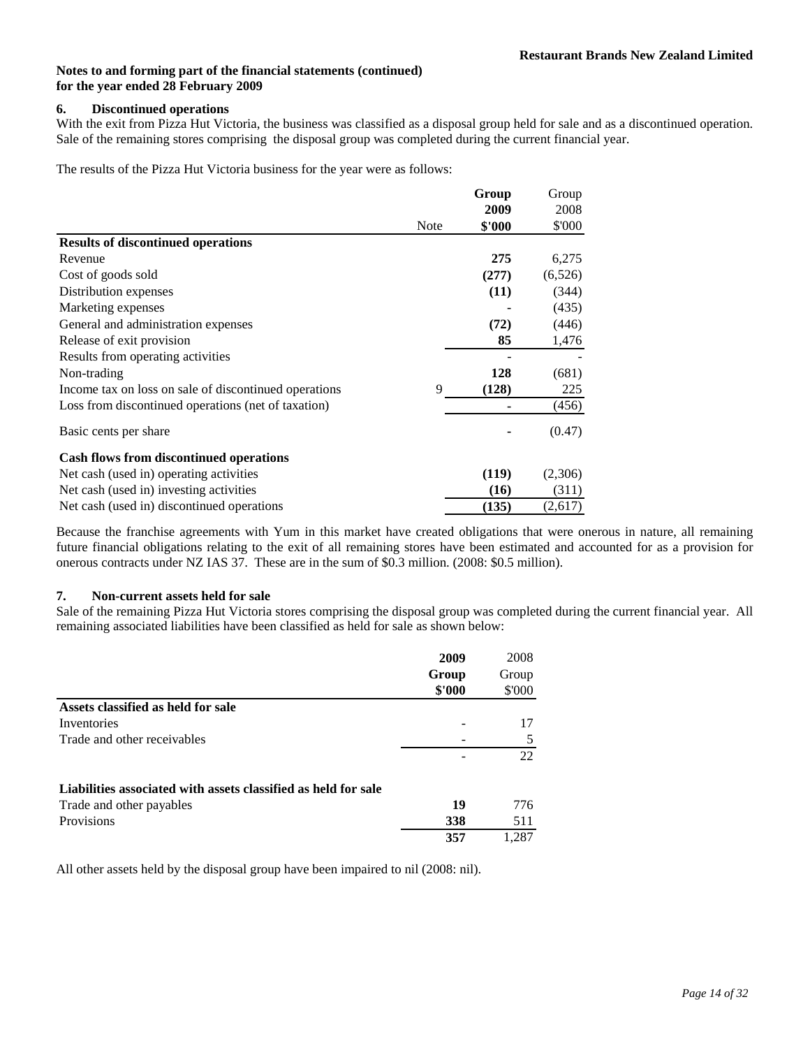**Notes to and forming part of the financial statements (continued)**
**for the year ended 28 February 2009**

## 6. Discontinued operations

With the exit from Pizza Hut Victoria, the business was classified as a disposal group held for sale and as a discontinued operation. Sale of the remaining stores comprising the disposal group was completed during the current financial year.

The results of the Pizza Hut Victoria business for the year were as follows:

| | Note | **Group 2009 $'000** | Group 2008 $'000 |
|---|---|---|---|
| **Results of discontinued operations** | | | |
| Revenue | | **275** | 6,275 |
| Cost of goods sold | | **(277)** | (6,526) |
| Distribution expenses | | **(11)** | (344) |
| Marketing expenses | | **-** | (435) |
| General and administration expenses | | **(72)** | (446) |
| Release of exit provision | | **85** | 1,476 |
| Results from operating activities | | **-** | - |
| Non-trading | | **128** | (681) |
| Income tax on loss on sale of discontinued operations | 9 | **(128)** | 225 |
| Loss from discontinued operations (net of taxation) | | **-** | (456) |
| Basic cents per share | | - | (0.47) |
| **Cash flows from discontinued operations** | | | |
| Net cash (used in) operating activities | | **(119)** | (2,306) |
| Net cash (used in) investing activities | | **(16)** | (311) |
| Net cash (used in) discontinued operations | | **(135)** | (2,617) |

Because the franchise agreements with Yum in this market have created obligations that were onerous in nature, all remaining future financial obligations relating to the exit of all remaining stores have been estimated and accounted for as a provision for onerous contracts under NZ IAS 37. These are in the sum of $0.3 million. (2008: $0.5 million).

## 7. Non-current assets held for sale

Sale of the remaining Pizza Hut Victoria stores comprising the disposal group was completed during the current financial year. All remaining associated liabilities have been classified as held for sale as shown below:

| | **2009 Group $'000** | 2008 Group $'000 |
|---|---|---|
| **Assets classified as held for sale** | | |
| Inventories | - | 17 |
| Trade and other receivables | - | 5 |
| | - | 22 |
| **Liabilities associated with assets classified as held for sale** | | |
| Trade and other payables | **19** | 776 |
| Provisions | **338** | 511 |
| | **357** | 1,287 |

All other assets held by the disposal group have been impaired to nil (2008: nil).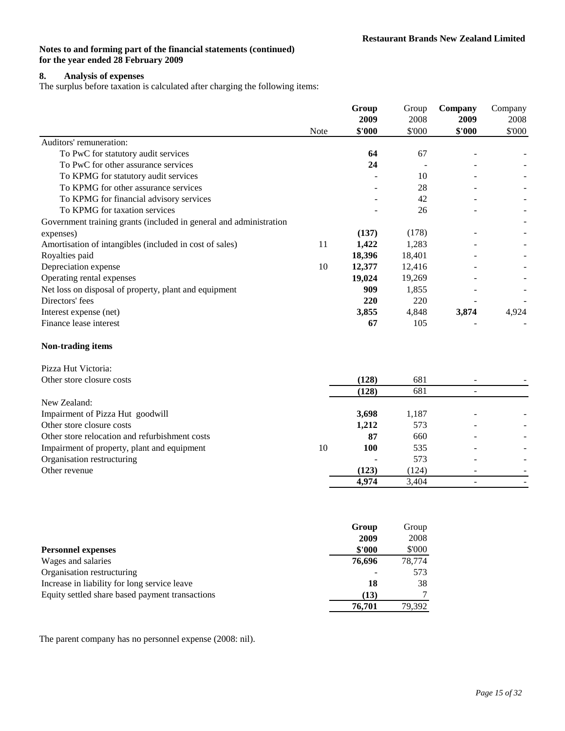Restaurant Brands New Zealand Limited

**Notes to and forming part of the financial statements (continued)**
**for the year ended 28 February 2009**

## 8. Analysis of expenses

The surplus before taxation is calculated after charging the following items:

| | Note | Group 2009 $'000 | Group 2008 $'000 | Company 2009 $'000 | Company 2008 $'000 |
|---|---|---|---|---|---|
| Auditors' remuneration: | | | | | |
| To PwC for statutory audit services | | **64** | 67 | - | - |
| To PwC for other assurance services | | **24** | - | - | - |
| To KPMG for statutory audit services | | - | 10 | - | - |
| To KPMG for other assurance services | | - | 28 | - | - |
| To KPMG for financial advisory services | | - | 42 | - | - |
| To KPMG for taxation services | | - | 26 | - | - |
| Government training grants (included in general and administration expenses) | | **(137)** | (178) | - | - |
| Amortisation of intangibles (included in cost of sales) | 11 | **1,422** | 1,283 | - | - |
| Royalties paid | | **18,396** | 18,401 | - | - |
| Depreciation expense | 10 | **12,377** | 12,416 | - | - |
| Operating rental expenses | | **19,024** | 19,269 | - | - |
| Net loss on disposal of property, plant and equipment | | **909** | 1,855 | - | - |
| Directors' fees | | **220** | 220 | - | - |
| Interest expense (net) | | **3,855** | 4,848 | **3,874** | 4,924 |
| Finance lease interest | | **67** | 105 | - | - |
| **Non-trading items** | | | | | |
| Pizza Hut Victoria: | | | | | |
| Other store closure costs | | **(128)** | 681 | - | - |
| | | **(128)** | 681 | - | |
| New Zealand: | | | | | |
| Impairment of Pizza Hut goodwill | | **3,698** | 1,187 | - | - |
| Other store closure costs | | **1,212** | 573 | - | - |
| Other store relocation and refurbishment costs | | **87** | 660 | - | - |
| Impairment of property, plant and equipment | 10 | **100** | 535 | - | - |
| Organisation restructuring | | - | 573 | - | - |
| Other revenue | | **(123)** | (124) | - | - |
| | | **4,974** | 3,404 | - | - |

| **Personnel expenses** | Group 2009 $'000 | Group 2008 $'000 |
|---|---|---|
| Wages and salaries | **76,696** | 78,774 |
| Organisation restructuring | - | 573 |
| Increase in liability for long service leave | **18** | 38 |
| Equity settled share based payment transactions | **(13)** | 7 |
| | **76,701** | 79,392 |

The parent company has no personnel expense (2008: nil).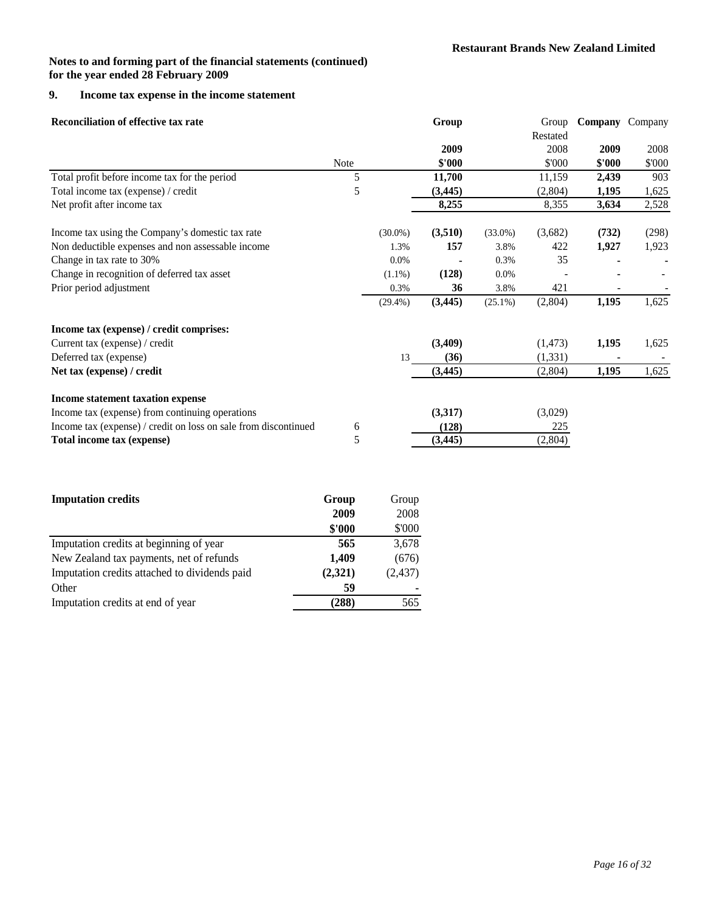**Notes to and forming part of the financial statements (continued)**
**for the year ended 28 February 2009**

## 9. Income tax expense in the income statement

| Reconciliation of effective tax rate | Note | | Group 2009 $'000 | | Group Restated 2008 $'000 | Company 2009 $'000 | Company 2008 $'000 |
|---|---|---|---|---|---|---|---|
| Total profit before income tax for the period | 5 | | **11,700** | | 11,159 | **2,439** | 903 |
| Total income tax (expense) / credit | 5 | | **(3,445)** | | (2,804) | **1,195** | 1,625 |
| Net profit after income tax | | | **8,255** | | 8,355 | **3,634** | 2,528 |
| | | | | | | | |
| Income tax using the Company's domestic tax rate | | (30.0%) | **(3,510)** | (33.0%) | (3,682) | **(732)** | (298) |
| Non deductible expenses and non assessable income | | 1.3% | **157** | 3.8% | 422 | **1,927** | 1,923 |
| Change in tax rate to 30% | | 0.0% | **-** | 0.3% | 35 | **-** | - |
| Change in recognition of deferred tax asset | | (1.1%) | **(128)** | 0.0% | - | **-** | - |
| Prior period adjustment | | 0.3% | **36** | 3.8% | 421 | **-** | - |
| | | (29.4%) | **(3,445)** | (25.1%) | (2,804) | **1,195** | 1,625 |
| | | | | | | | |
| **Income tax (expense) / credit comprises:** | | | | | | | |
| Current tax (expense) / credit | | | **(3,409)** | | (1,473) | **1,195** | 1,625 |
| Deferred tax (expense) | | 13 | **(36)** | | (1,331) | **-** | - |
| **Net tax (expense) / credit** | | | **(3,445)** | | (2,804) | **1,195** | 1,625 |
| | | | | | | | |
| **Income statement taxation expense** | | | | | | | |
| Income tax (expense) from continuing operations | | | **(3,317)** | | (3,029) | | |
| Income tax (expense) / credit on loss on sale from discontinued | 6 | | **(128)** | | 225 | | |
| **Total income tax (expense)** | 5 | | **(3,445)** | | (2,804) | | |

| Imputation credits | Group 2009 $'000 | Group 2008 $'000 |
|---|---|---|
| Imputation credits at beginning of year | **565** | 3,678 |
| New Zealand tax payments, net of refunds | **1,409** | (676) |
| Imputation credits attached to dividends paid | **(2,321)** | (2,437) |
| Other | **59** | - |
| Imputation credits at end of year | **(288)** | 565 |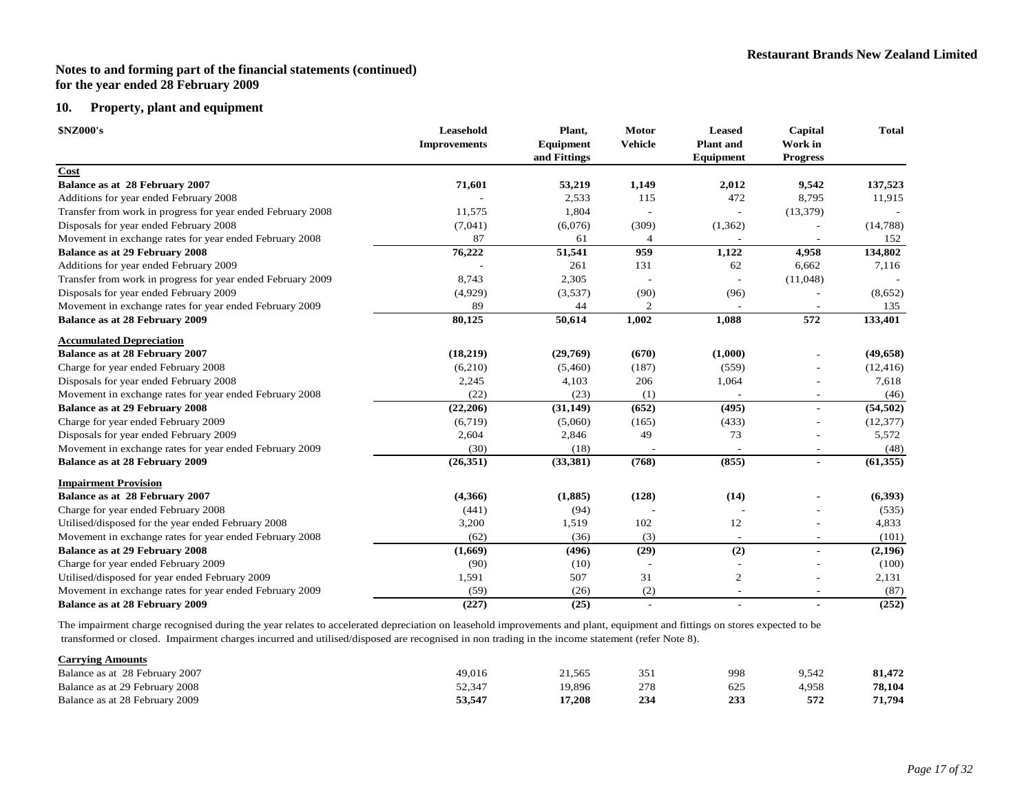**Notes to and forming part of the financial statements (continued)**
**for the year ended 28 February 2009**

## 10. Property, plant and equipment

| $NZ000's | Leasehold Improvements | Plant, Equipment and Fittings | Motor Vehicle | Leased Plant and Equipment | Capital Work in Progress | Total |
|---|---|---|---|---|---|---|
| **Cost** | | | | | | |
| **Balance as at 28 February 2007** | **71,601** | **53,219** | **1,149** | **2,012** | **9,542** | **137,523** |
| Additions for year ended February 2008 | - | 2,533 | 115 | 472 | 8,795 | 11,915 |
| Transfer from work in progress for year ended February 2008 | 11,575 | 1,804 | - | - | (13,379) | - |
| Disposals for year ended February 2008 | (7,041) | (6,076) | (309) | (1,362) | - | (14,788) |
| Movement in exchange rates for year ended February 2008 | 87 | 61 | 4 | - | - | 152 |
| **Balance as at 29 February 2008** | **76,222** | **51,541** | **959** | **1,122** | **4,958** | **134,802** |
| Additions for year ended February 2009 | - | 261 | 131 | 62 | 6,662 | 7,116 |
| Transfer from work in progress for year ended February 2009 | 8,743 | 2,305 | - | - | (11,048) | - |
| Disposals for year ended February 2009 | (4,929) | (3,537) | (90) | (96) | - | (8,652) |
| Movement in exchange rates for year ended February 2009 | 89 | 44 | 2 | - | - | 135 |
| **Balance as at 28 February 2009** | **80,125** | **50,614** | **1,002** | **1,088** | **572** | **133,401** |
| **Accumulated Depreciation** | | | | | | |
| **Balance as at 28 February 2007** | **(18,219)** | **(29,769)** | **(670)** | **(1,000)** | - | **(49,658)** |
| Charge for year ended February 2008 | (6,210) | (5,460) | (187) | (559) | - | (12,416) |
| Disposals for year ended February 2008 | 2,245 | 4,103 | 206 | 1,064 | - | 7,618 |
| Movement in exchange rates for year ended February 2008 | (22) | (23) | (1) | - | - | (46) |
| **Balance as at 29 February 2008** | **(22,206)** | **(31,149)** | **(652)** | **(495)** | - | **(54,502)** |
| Charge for year ended February 2009 | (6,719) | (5,060) | (165) | (433) | - | (12,377) |
| Disposals for year ended February 2009 | 2,604 | 2,846 | 49 | 73 | - | 5,572 |
| Movement in exchange rates for year ended February 2009 | (30) | (18) | - | - | - | (48) |
| **Balance as at 28 February 2009** | **(26,351)** | **(33,381)** | **(768)** | **(855)** | **-** | **(61,355)** |
| **Impairment Provision** | | | | | | |
| **Balance as at 28 February 2007** | **(4,366)** | **(1,885)** | **(128)** | **(14)** | **-** | **(6,393)** |
| Charge for year ended February 2008 | (441) | (94) | - | - | - | (535) |
| Utilised/disposed for the year ended February 2008 | 3,200 | 1,519 | 102 | 12 | - | 4,833 |
| Movement in exchange rates for year ended February 2008 | (62) | (36) | (3) | - | - | (101) |
| **Balance as at 29 February 2008** | **(1,669)** | **(496)** | **(29)** | **(2)** | - | **(2,196)** |
| Charge for year ended February 2009 | (90) | (10) | - | - | - | (100) |
| Utilised/disposed for year ended February 2009 | 1,591 | 507 | 31 | 2 | - | 2,131 |
| Movement in exchange rates for year ended February 2009 | (59) | (26) | (2) | - | - | (87) |
| **Balance as at 28 February 2009** | **(227)** | **(25)** | - | - | **-** | **(252)** |

The impairment charge recognised during the year relates to accelerated depreciation on leasehold improvements and plant, equipment and fittings on stores expected to be transformed or closed. Impairment charges incurred and utilised/disposed are recognised in non trading in the income statement (refer Note 8).

| Carrying Amounts | Leasehold Improvements | Plant, Equipment and Fittings | Motor Vehicle | Leased Plant and Equipment | Capital Work in Progress | Total |
|---|---|---|---|---|---|---|
| Balance as at 28 February 2007 | 49,016 | 21,565 | 351 | 998 | 9,542 | **81,472** |
| Balance as at 29 February 2008 | 52,347 | 19,896 | 278 | 625 | 4,958 | **78,104** |
| Balance as at 28 February 2009 | **53,547** | **17,208** | **234** | **233** | **572** | **71,794** |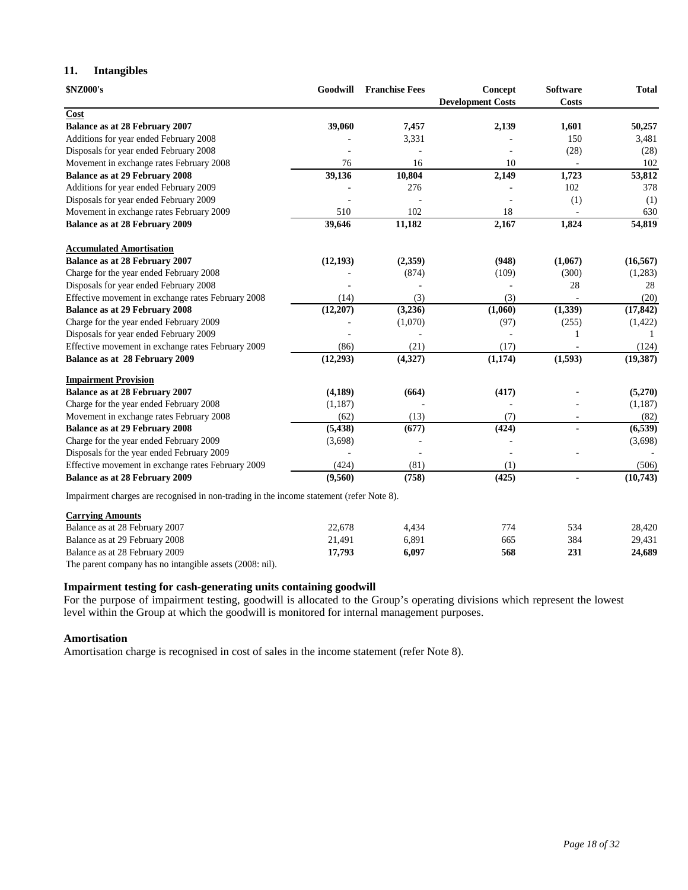## 11. Intangibles

| $NZ000's | Goodwill | Franchise Fees | Concept Development Costs | Software Costs | Total |
|---|---|---|---|---|---|
| **Cost** | | | | | |
| **Balance as at 28 February 2007** | **39,060** | **7,457** | **2,139** | **1,601** | **50,257** |
| Additions for year ended February 2008 | - | 3,331 | - | 150 | 3,481 |
| Disposals for year ended February 2008 | - | - | - | (28) | (28) |
| Movement in exchange rates February 2008 | 76 | 16 | 10 | - | 102 |
| **Balance as at 29 February 2008** | **39,136** | **10,804** | **2,149** | **1,723** | **53,812** |
| Additions for year ended February 2009 | - | 276 | - | 102 | 378 |
| Disposals for year ended February 2009 | - | - | - | (1) | (1) |
| Movement in exchange rates February 2009 | 510 | 102 | 18 | - | 630 |
| **Balance as at 28 February 2009** | **39,646** | **11,182** | **2,167** | **1,824** | **54,819** |
| **Accumulated Amortisation** | | | | | |
| **Balance as at 28 February 2007** | **(12,193)** | **(2,359)** | **(948)** | **(1,067)** | **(16,567)** |
| Charge for the year ended February 2008 | - | (874) | (109) | (300) | (1,283) |
| Disposals for year ended February 2008 | - | - | - | 28 | 28 |
| Effective movement in exchange rates February 2008 | (14) | (3) | (3) | - | (20) |
| **Balance as at 29 February 2008** | **(12,207)** | **(3,236)** | **(1,060)** | **(1,339)** | **(17,842)** |
| Charge for the year ended February 2009 | - | (1,070) | (97) | (255) | (1,422) |
| Disposals for year ended February 2009 | - | - | - | 1 | 1 |
| Effective movement in exchange rates February 2009 | (86) | (21) | (17) | - | (124) |
| **Balance as at 28 February 2009** | **(12,293)** | **(4,327)** | **(1,174)** | **(1,593)** | **(19,387)** |
| **Impairment Provision** | | | | | |
| **Balance as at 28 February 2007** | **(4,189)** | **(664)** | **(417)** | - | **(5,270)** |
| Charge for the year ended February 2008 | (1,187) | - | - | - | (1,187) |
| Movement in exchange rates February 2008 | (62) | (13) | (7) | - | (82) |
| **Balance as at 29 February 2008** | **(5,438)** | **(677)** | **(424)** | - | **(6,539)** |
| Charge for the year ended February 2009 | (3,698) | - | - | - | (3,698) |
| Disposals for the year ended February 2009 | - | - | - | - | - |
| Effective movement in exchange rates February 2009 | (424) | (81) | (1) | | (506) |
| **Balance as at 28 February 2009** | **(9,560)** | **(758)** | **(425)** | - | **(10,743)** |

Impairment charges are recognised in non-trading in the income statement (refer Note 8).

| Carrying Amounts | Goodwill | Franchise Fees | Concept Development Costs | Software Costs | Total |
|---|---|---|---|---|---|
| Balance as at 28 February 2007 | 22,678 | 4,434 | 774 | 534 | 28,420 |
| Balance as at 29 February 2008 | 21,491 | 6,891 | 665 | 384 | 29,431 |
| Balance as at 28 February 2009 | **17,793** | **6,097** | **568** | **231** | **24,689** |

The parent company has no intangible assets (2008: nil).

### Impairment testing for cash-generating units containing goodwill

For the purpose of impairment testing, goodwill is allocated to the Group's operating divisions which represent the lowest level within the Group at which the goodwill is monitored for internal management purposes.

### Amortisation

Amortisation charge is recognised in cost of sales in the income statement (refer Note 8).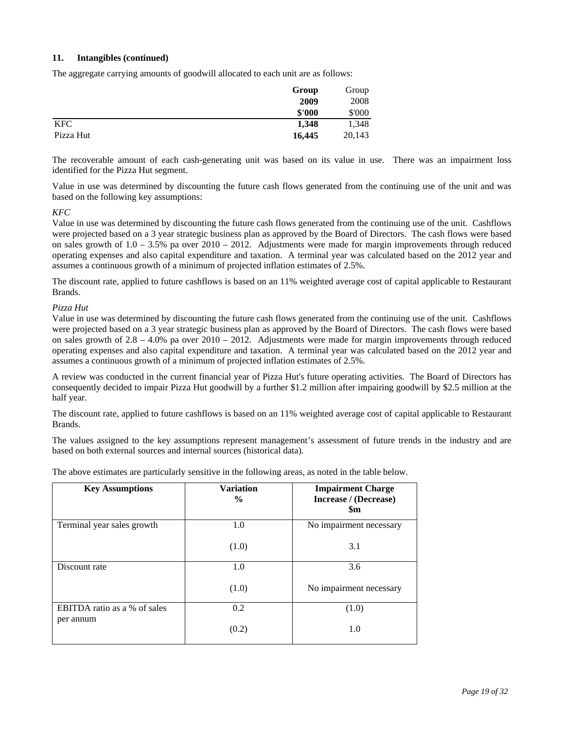### 11. Intangibles (continued)

The aggregate carrying amounts of goodwill allocated to each unit are as follows:

| | **Group 2009 $'000** | Group 2008 $'000 |
|---|---|---|
| KFC | **1,348** | 1,348 |
| Pizza Hut | **16,445** | 20,143 |

The recoverable amount of each cash-generating unit was based on its value in use. There was an impairment loss identified for the Pizza Hut segment.

Value in use was determined by discounting the future cash flows generated from the continuing use of the unit and was based on the following key assumptions:

*KFC*

Value in use was determined by discounting the future cash flows generated from the continuing use of the unit. Cashflows were projected based on a 3 year strategic business plan as approved by the Board of Directors. The cash flows were based on sales growth of 1.0 – 3.5% pa over 2010 – 2012. Adjustments were made for margin improvements through reduced operating expenses and also capital expenditure and taxation. A terminal year was calculated based on the 2012 year and assumes a continuous growth of a minimum of projected inflation estimates of 2.5%.

The discount rate, applied to future cashflows is based on an 11% weighted average cost of capital applicable to Restaurant Brands.

*Pizza Hut*

Value in use was determined by discounting the future cash flows generated from the continuing use of the unit. Cashflows were projected based on a 3 year strategic business plan as approved by the Board of Directors. The cash flows were based on sales growth of 2.8 – 4.0% pa over 2010 – 2012. Adjustments were made for margin improvements through reduced operating expenses and also capital expenditure and taxation. A terminal year was calculated based on the 2012 year and assumes a continuous growth of a minimum of projected inflation estimates of 2.5%.

A review was conducted in the current financial year of Pizza Hut's future operating activities. The Board of Directors has consequently decided to impair Pizza Hut goodwill by a further $1.2 million after impairing goodwill by $2.5 million at the half year.

The discount rate, applied to future cashflows is based on an 11% weighted average cost of capital applicable to Restaurant Brands.

The values assigned to the key assumptions represent management's assessment of future trends in the industry and are based on both external sources and internal sources (historical data).

The above estimates are particularly sensitive in the following areas, as noted in the table below.

| **Key Assumptions** | **Variation %** | **Impairment Charge Increase / (Decrease) $m** |
|---|---|---|
| Terminal year sales growth | 1.0 | No impairment necessary |
| | (1.0) | 3.1 |
| Discount rate | 1.0 | 3.6 |
| | (1.0) | No impairment necessary |
| EBITDA ratio as a % of sales per annum | 0.2 | (1.0) |
| | (0.2) | 1.0 |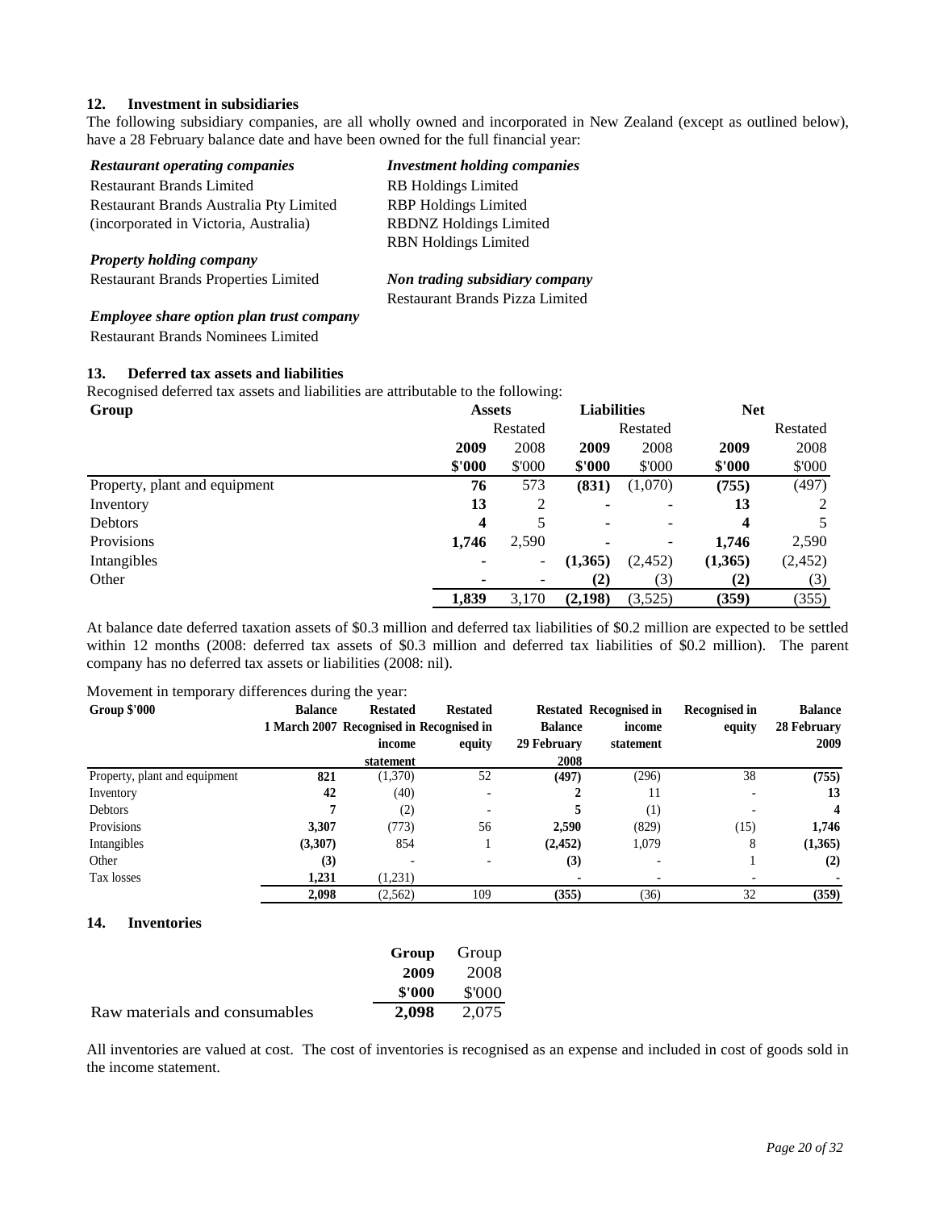## 12. Investment in subsidiaries

The following subsidiary companies, are all wholly owned and incorporated in New Zealand (except as outlined below), have a 28 February balance date and have been owned for the full financial year:

***Restaurant operating companies***

Restaurant Brands Limited
Restaurant Brands Australia Pty Limited
(incorporated in Victoria, Australia)

***Investment holding companies***

RB Holdings Limited
RBP Holdings Limited
RBDNZ Holdings Limited
RBN Holdings Limited

***Property holding company***

Restaurant Brands Properties Limited

***Non trading subsidiary company***

Restaurant Brands Pizza Limited

***Employee share option plan trust company***

Restaurant Brands Nominees Limited

## 13. Deferred tax assets and liabilities

Recognised deferred tax assets and liabilities are attributable to the following:

| Group | Assets | | Liabilities | | Net | |
|---|---|---|---|---|---|---|
| | | Restated | | Restated | | Restated |
| | **2009** | 2008 | **2009** | 2008 | **2009** | 2008 |
| | **\$'000** | \$'000 | **\$'000** | \$'000 | **\$'000** | \$'000 |
| Property, plant and equipment | **76** | 573 | **(831)** | (1,070) | **(755)** | (497) |
| Inventory | **13** | 2 | **-** | - | **13** | 2 |
| Debtors | **4** | 5 | **-** | - | **4** | 5 |
| Provisions | **1,746** | 2,590 | **-** | - | **1,746** | 2,590 |
| Intangibles | **-** | - | **(1,365)** | (2,452) | **(1,365)** | (2,452) |
| Other | **-** | - | **(2)** | (3) | **(2)** | (3) |
| | **1,839** | 3,170 | **(2,198)** | (3,525) | **(359)** | (355) |

At balance date deferred taxation assets of \$0.3 million and deferred tax liabilities of \$0.2 million are expected to be settled within 12 months (2008: deferred tax assets of \$0.3 million and deferred tax liabilities of \$0.2 million). The parent company has no deferred tax assets or liabilities (2008: nil).

Movement in temporary differences during the year:

| Group \$'000 | Balance 1 March 2007 | Restated Recognised in income statement | Restated Recognised in equity | Restated Balance 29 February 2008 | Recognised in income statement | Recognised in equity | Balance 28 February 2009 |
|---|---|---|---|---|---|---|---|
| Property, plant and equipment | **821** | (1,370) | 52 | **(497)** | (296) | 38 | **(755)** |
| Inventory | **42** | (40) | - | **2** | 11 | - | **13** |
| Debtors | **7** | (2) | - | **5** | (1) | - | **4** |
| Provisions | **3,307** | (773) | 56 | **2,590** | (829) | (15) | **1,746** |
| Intangibles | **(3,307)** | 854 | 1 | **(2,452)** | 1,079 | 8 | **(1,365)** |
| Other | **(3)** | - | - | **(3)** | - | 1 | **(2)** |
| Tax losses | **1,231** | (1,231) | | **-** | - | - | **-** |
| | **2,098** | (2,562) | 109 | **(355)** | (36) | 32 | **(359)** |

## 14. Inventories

| | **Group** | Group |
|---|---|---|
| | **2009** | 2008 |
| | **\$'000** | \$'000 |
| Raw materials and consumables | **2,098** | 2,075 |

All inventories are valued at cost. The cost of inventories is recognised as an expense and included in cost of goods sold in the income statement.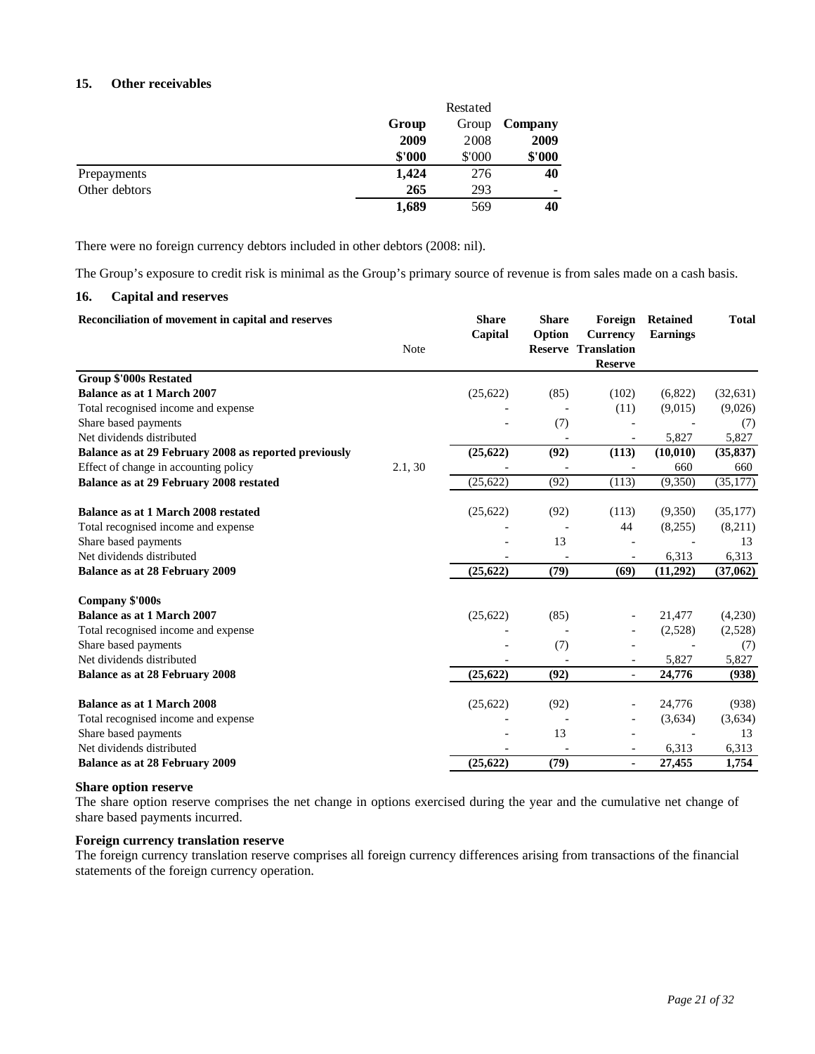### 15. Other receivables

| | Group 2009 $'000 | Restated Group 2008 $'000 | Company 2009 $'000 |
|---|---|---|---|
| Prepayments | **1,424** | 276 | **40** |
| Other debtors | **265** | 293 | **-** |
| | **1,689** | 569 | **40** |

There were no foreign currency debtors included in other debtors (2008: nil).

The Group's exposure to credit risk is minimal as the Group's primary source of revenue is from sales made on a cash basis.

### 16. Capital and reserves

| Reconciliation of movement in capital and reserves | Note | Share Capital | Share Option Reserve | Foreign Currency Translation Reserve | Retained Earnings | Total |
|---|---|---|---|---|---|---|
| **Group $'000s Restated** | | | | | | |
| **Balance as at 1 March 2007** | | (25,622) | (85) | (102) | (6,822) | (32,631) |
| Total recognised income and expense | | - | - | (11) | (9,015) | (9,026) |
| Share based payments | | - | (7) | - | - | (7) |
| Net dividends distributed | | - | - | - | 5,827 | 5,827 |
| **Balance as at 29 February 2008 as reported previously** | | **(25,622)** | **(92)** | **(113)** | **(10,010)** | **(35,837)** |
| Effect of change in accounting policy | 2.1, 30 | - | - | - | 660 | 660 |
| **Balance as at 29 February 2008 restated** | | (25,622) | (92) | (113) | (9,350) | (35,177) |
| | | | | | | |
| **Balance as at 1 March 2008 restated** | | (25,622) | (92) | (113) | (9,350) | (35,177) |
| Total recognised income and expense | | - | - | 44 | (8,255) | (8,211) |
| Share based payments | | - | 13 | - | - | 13 |
| Net dividends distributed | | - | - | - | 6,313 | 6,313 |
| **Balance as at 28 February 2009** | | **(25,622)** | **(79)** | **(69)** | **(11,292)** | **(37,062)** |
| | | | | | | |
| **Company $'000s** | | | | | | |
| **Balance as at 1 March 2007** | | (25,622) | (85) | - | 21,477 | (4,230) |
| Total recognised income and expense | | - | - | - | (2,528) | (2,528) |
| Share based payments | | - | (7) | - | - | (7) |
| Net dividends distributed | | - | - | - | 5,827 | 5,827 |
| **Balance as at 28 February 2008** | | **(25,622)** | **(92)** | **-** | **24,776** | **(938)** |
| | | | | | | |
| **Balance as at 1 March 2008** | | (25,622) | (92) | - | 24,776 | (938) |
| Total recognised income and expense | | - | - | - | (3,634) | (3,634) |
| Share based payments | | - | 13 | - | - | 13 |
| Net dividends distributed | | - | - | - | 6,313 | 6,313 |
| **Balance as at 28 February 2009** | | **(25,622)** | **(79)** | **-** | **27,455** | **1,754** |

**Share option reserve**
The share option reserve comprises the net change in options exercised during the year and the cumulative net change of share based payments incurred.

**Foreign currency translation reserve**
The foreign currency translation reserve comprises all foreign currency differences arising from transactions of the financial statements of the foreign currency operation.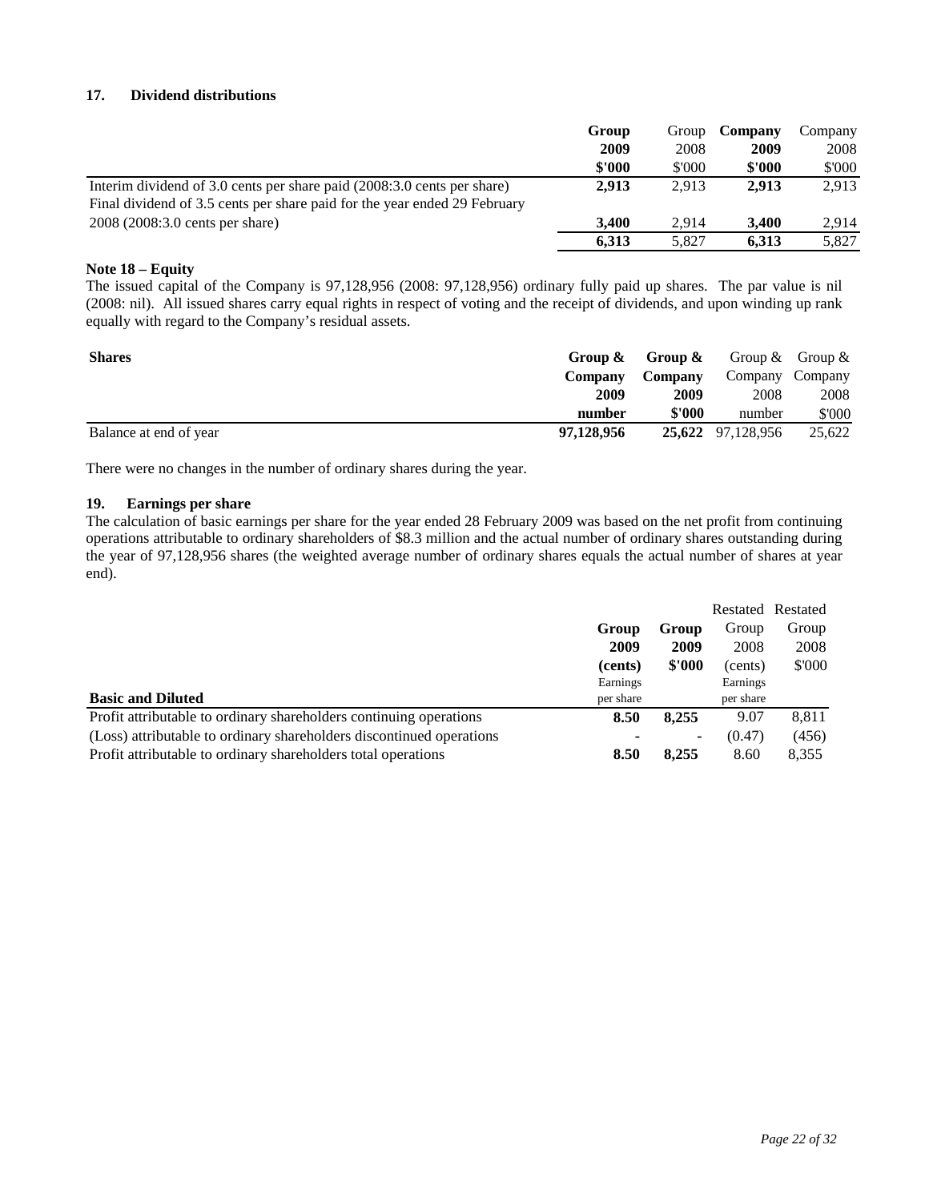## 17. Dividend distributions

| | Group 2009 $'000 | Group 2008 $'000 | Company 2009 $'000 | Company 2008 $'000 |
|---|---|---|---|---|
| Interim dividend of 3.0 cents per share paid (2008:3.0 cents per share) | **2,913** | 2,913 | **2,913** | 2,913 |
| Final dividend of 3.5 cents per share paid for the year ended 29 February 2008 (2008:3.0 cents per share) | **3,400** | 2,914 | **3,400** | 2,914 |
| | **6,313** | 5,827 | **6,313** | 5,827 |

**Note 18 – Equity**

The issued capital of the Company is 97,128,956 (2008: 97,128,956) ordinary fully paid up shares. The par value is nil (2008: nil). All issued shares carry equal rights in respect of voting and the receipt of dividends, and upon winding up rank equally with regard to the Company's residual assets.

| **Shares** | **Group & Company 2009 number** | **Group & Company 2009 $'000** | Group & Company 2008 number | Group & Company 2008 $'000 |
|---|---|---|---|---|
| Balance at end of year | **97,128,956** | **25,622** | 97,128,956 | 25,622 |

There were no changes in the number of ordinary shares during the year.

## 19. Earnings per share

The calculation of basic earnings per share for the year ended 28 February 2009 was based on the net profit from continuing operations attributable to ordinary shareholders of $8.3 million and the actual number of ordinary shares outstanding during the year of 97,128,956 shares (the weighted average number of ordinary shares equals the actual number of shares at year end).

| **Basic and Diluted** | **Group 2009 (cents)** Earnings per share | **Group 2009 $'000** | Restated Group 2008 (cents) Earnings per share | Restated Group 2008 $'000 |
|---|---|---|---|---|
| Profit attributable to ordinary shareholders continuing operations | **8.50** | **8,255** | 9.07 | 8,811 |
| (Loss) attributable to ordinary shareholders discontinued operations | **-** | **-** | (0.47) | (456) |
| Profit attributable to ordinary shareholders total operations | **8.50** | **8,255** | 8.60 | 8,355 |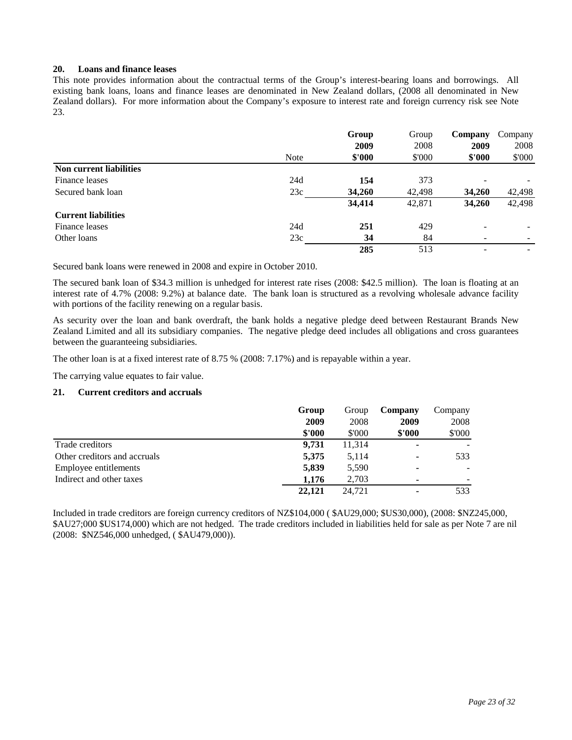## 20. Loans and finance leases

This note provides information about the contractual terms of the Group's interest-bearing loans and borrowings. All existing bank loans, loans and finance leases are denominated in New Zealand dollars, (2008 all denominated in New Zealand dollars). For more information about the Company's exposure to interest rate and foreign currency risk see Note 23.

| | Note | **Group 2009 $'000** | Group 2008 $'000 | **Company 2009 $'000** | Company 2008 $'000 |
|---|---|---|---|---|---|
| **Non current liabilities** | | | | | |
| Finance leases | 24d | **154** | 373 | - | - |
| Secured bank loan | 23c | **34,260** | 42,498 | **34,260** | 42,498 |
| | | **34,414** | 42,871 | **34,260** | 42,498 |
| **Current liabilities** | | | | | |
| Finance leases | 24d | **251** | 429 | - | - |
| Other loans | 23c | **34** | 84 | - | - |
| | | **285** | 513 | - | - |

Secured bank loans were renewed in 2008 and expire in October 2010.

The secured bank loan of $34.3 million is unhedged for interest rate rises (2008: $42.5 million). The loan is floating at an interest rate of 4.7% (2008: 9.2%) at balance date. The bank loan is structured as a revolving wholesale advance facility with portions of the facility renewing on a regular basis.

As security over the loan and bank overdraft, the bank holds a negative pledge deed between Restaurant Brands New Zealand Limited and all its subsidiary companies. The negative pledge deed includes all obligations and cross guarantees between the guaranteeing subsidiaries.

The other loan is at a fixed interest rate of 8.75 % (2008: 7.17%) and is repayable within a year.

The carrying value equates to fair value.

## 21. Current creditors and accruals

| | **Group 2009 $'000** | Group 2008 $'000 | **Company 2009 $'000** | Company 2008 $'000 |
|---|---|---|---|---|
| Trade creditors | **9,731** | 11,314 | **-** | - |
| Other creditors and accruals | **5,375** | 5,114 | **-** | 533 |
| Employee entitlements | **5,839** | 5,590 | **-** | - |
| Indirect and other taxes | **1,176** | 2,703 | **-** | - |
| | **22,121** | 24,721 | **-** | 533 |

Included in trade creditors are foreign currency creditors of NZ$104,000 ( $AU29,000; $US30,000), (2008: $NZ245,000, $AU27;000 $US174,000) which are not hedged. The trade creditors included in liabilities held for sale as per Note 7 are nil (2008: $NZ546,000 unhedged, ( $AU479,000)).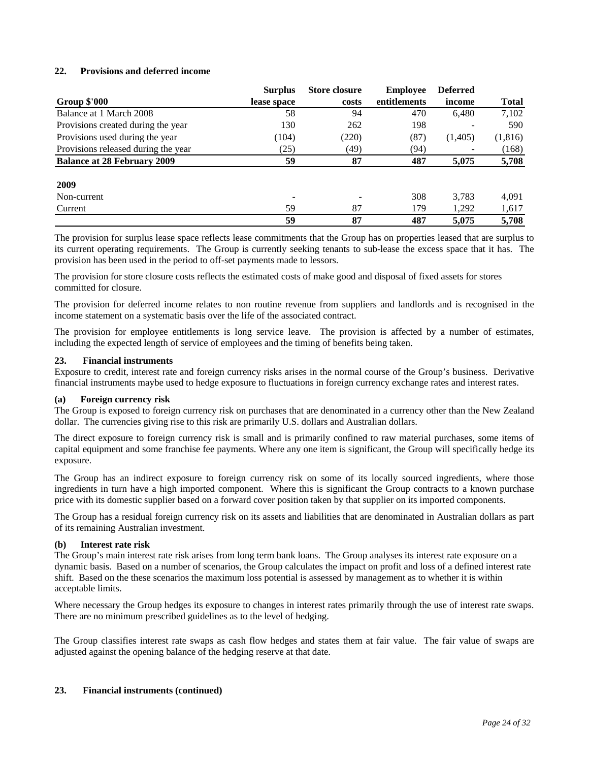## 22. Provisions and deferred income

| Group $'000 | Surplus lease space | Store closure costs | Employee entitlements | Deferred income | Total |
|---|---|---|---|---|---|
| Balance at 1 March 2008 | 58 | 94 | 470 | 6,480 | 7,102 |
| Provisions created during the year | 130 | 262 | 198 | - | 590 |
| Provisions used during the year | (104) | (220) | (87) | (1,405) | (1,816) |
| Provisions released during the year | (25) | (49) | (94) | - | (168) |
| **Balance at 28 February 2009** | **59** | **87** | **487** | **5,075** | **5,708** |
| | | | | | |
| **2009** | | | | | |
| Non-current | - | - | 308 | 3,783 | 4,091 |
| Current | 59 | 87 | 179 | 1,292 | 1,617 |
| | **59** | **87** | **487** | **5,075** | **5,708** |

The provision for surplus lease space reflects lease commitments that the Group has on properties leased that are surplus to its current operating requirements. The Group is currently seeking tenants to sub-lease the excess space that it has. The provision has been used in the period to off-set payments made to lessors.

The provision for store closure costs reflects the estimated costs of make good and disposal of fixed assets for stores committed for closure.

The provision for deferred income relates to non routine revenue from suppliers and landlords and is recognised in the income statement on a systematic basis over the life of the associated contract.

The provision for employee entitlements is long service leave. The provision is affected by a number of estimates, including the expected length of service of employees and the timing of benefits being taken.

## 23. Financial instruments

Exposure to credit, interest rate and foreign currency risks arises in the normal course of the Group's business. Derivative financial instruments maybe used to hedge exposure to fluctuations in foreign currency exchange rates and interest rates.

### (a) Foreign currency risk

The Group is exposed to foreign currency risk on purchases that are denominated in a currency other than the New Zealand dollar. The currencies giving rise to this risk are primarily U.S. dollars and Australian dollars.

The direct exposure to foreign currency risk is small and is primarily confined to raw material purchases, some items of capital equipment and some franchise fee payments. Where any one item is significant, the Group will specifically hedge its exposure.

The Group has an indirect exposure to foreign currency risk on some of its locally sourced ingredients, where those ingredients in turn have a high imported component. Where this is significant the Group contracts to a known purchase price with its domestic supplier based on a forward cover position taken by that supplier on its imported components.

The Group has a residual foreign currency risk on its assets and liabilities that are denominated in Australian dollars as part of its remaining Australian investment.

### (b) Interest rate risk

The Group's main interest rate risk arises from long term bank loans. The Group analyses its interest rate exposure on a dynamic basis. Based on a number of scenarios, the Group calculates the impact on profit and loss of a defined interest rate shift. Based on the these scenarios the maximum loss potential is assessed by management as to whether it is within acceptable limits.

Where necessary the Group hedges its exposure to changes in interest rates primarily through the use of interest rate swaps. There are no minimum prescribed guidelines as to the level of hedging.

The Group classifies interest rate swaps as cash flow hedges and states them at fair value. The fair value of swaps are adjusted against the opening balance of the hedging reserve at that date.

## 23. Financial instruments (continued)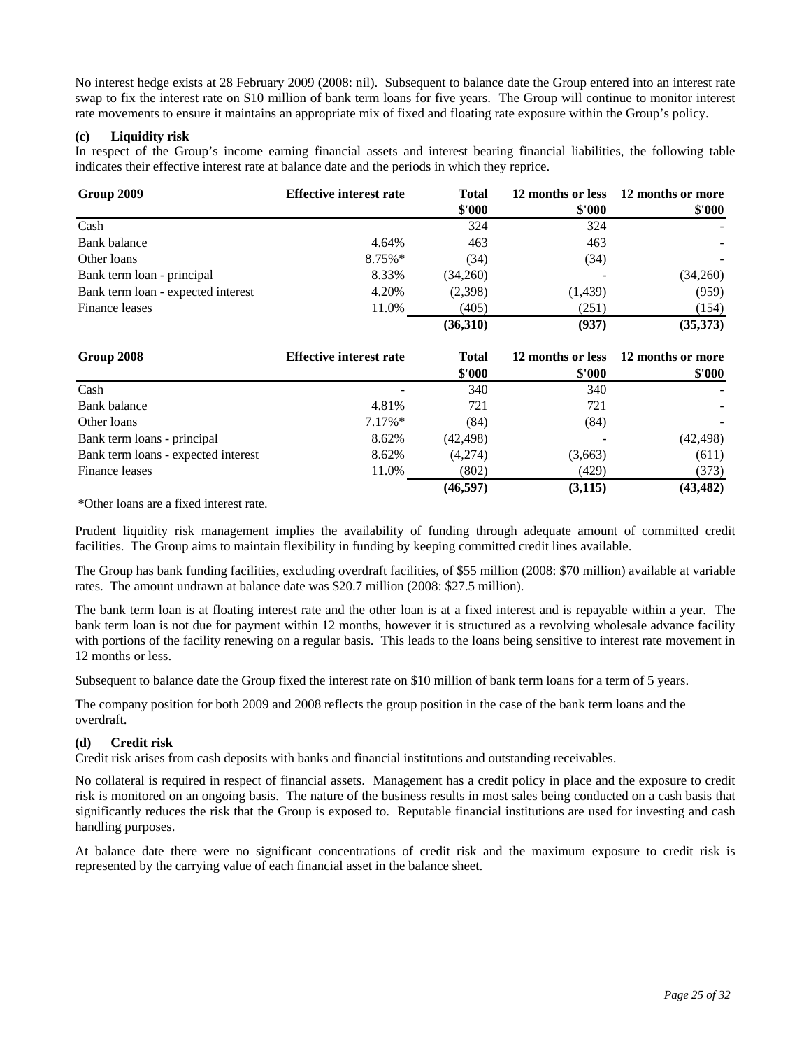No interest hedge exists at 28 February 2009 (2008: nil). Subsequent to balance date the Group entered into an interest rate swap to fix the interest rate on $10 million of bank term loans for five years. The Group will continue to monitor interest rate movements to ensure it maintains an appropriate mix of fixed and floating rate exposure within the Group's policy.

#### (c) Liquidity risk

In respect of the Group's income earning financial assets and interest bearing financial liabilities, the following table indicates their effective interest rate at balance date and the periods in which they reprice.

| Group 2009 | Effective interest rate | Total<br>$'000 | 12 months or less<br>$'000 | 12 months or more<br>$'000 |
|---|---|---|---|---|
| Cash | | 324 | 324 | - |
| Bank balance | 4.64% | 463 | 463 | - |
| Other loans | 8.75%* | (34) | (34) | - |
| Bank term loan - principal | 8.33% | (34,260) | - | (34,260) |
| Bank term loan - expected interest | 4.20% | (2,398) | (1,439) | (959) |
| Finance leases | 11.0% | (405) | (251) | (154) |
| | | **(36,310)** | **(937)** | **(35,373)** |

| Group 2008 | Effective interest rate | Total<br>$'000 | 12 months or less<br>$'000 | 12 months or more<br>$'000 |
|---|---|---|---|---|
| Cash | - | 340 | 340 | - |
| Bank balance | 4.81% | 721 | 721 | - |
| Other loans | 7.17%* | (84) | (84) | - |
| Bank term loans - principal | 8.62% | (42,498) | - | (42,498) |
| Bank term loans - expected interest | 8.62% | (4,274) | (3,663) | (611) |
| Finance leases | 11.0% | (802) | (429) | (373) |
| | | **(46,597)** | **(3,115)** | **(43,482)** |

*Other loans are a fixed interest rate.

Prudent liquidity risk management implies the availability of funding through adequate amount of committed credit facilities. The Group aims to maintain flexibility in funding by keeping committed credit lines available.

The Group has bank funding facilities, excluding overdraft facilities, of $55 million (2008: $70 million) available at variable rates. The amount undrawn at balance date was $20.7 million (2008: $27.5 million).

The bank term loan is at floating interest rate and the other loan is at a fixed interest and is repayable within a year. The bank term loan is not due for payment within 12 months, however it is structured as a revolving wholesale advance facility with portions of the facility renewing on a regular basis. This leads to the loans being sensitive to interest rate movement in 12 months or less.

Subsequent to balance date the Group fixed the interest rate on $10 million of bank term loans for a term of 5 years.

The company position for both 2009 and 2008 reflects the group position in the case of the bank term loans and the overdraft.

#### (d) Credit risk

Credit risk arises from cash deposits with banks and financial institutions and outstanding receivables.

No collateral is required in respect of financial assets. Management has a credit policy in place and the exposure to credit risk is monitored on an ongoing basis. The nature of the business results in most sales being conducted on a cash basis that significantly reduces the risk that the Group is exposed to. Reputable financial institutions are used for investing and cash handling purposes.

At balance date there were no significant concentrations of credit risk and the maximum exposure to credit risk is represented by the carrying value of each financial asset in the balance sheet.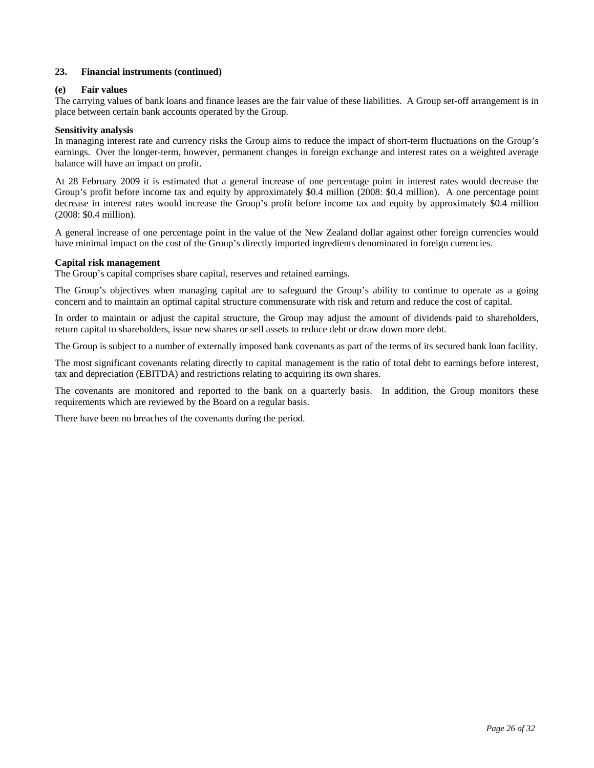## 23. Financial instruments (continued)

### (e) Fair values

The carrying values of bank loans and finance leases are the fair value of these liabilities. A Group set-off arrangement is in place between certain bank accounts operated by the Group.

**Sensitivity analysis**

In managing interest rate and currency risks the Group aims to reduce the impact of short-term fluctuations on the Group's earnings. Over the longer-term, however, permanent changes in foreign exchange and interest rates on a weighted average balance will have an impact on profit.

At 28 February 2009 it is estimated that a general increase of one percentage point in interest rates would decrease the Group's profit before income tax and equity by approximately $0.4 million (2008: $0.4 million). A one percentage point decrease in interest rates would increase the Group's profit before income tax and equity by approximately $0.4 million (2008: $0.4 million).

A general increase of one percentage point in the value of the New Zealand dollar against other foreign currencies would have minimal impact on the cost of the Group's directly imported ingredients denominated in foreign currencies.

**Capital risk management**

The Group's capital comprises share capital, reserves and retained earnings.

The Group's objectives when managing capital are to safeguard the Group's ability to continue to operate as a going concern and to maintain an optimal capital structure commensurate with risk and return and reduce the cost of capital.

In order to maintain or adjust the capital structure, the Group may adjust the amount of dividends paid to shareholders, return capital to shareholders, issue new shares or sell assets to reduce debt or draw down more debt.

The Group is subject to a number of externally imposed bank covenants as part of the terms of its secured bank loan facility.

The most significant covenants relating directly to capital management is the ratio of total debt to earnings before interest, tax and depreciation (EBITDA) and restrictions relating to acquiring its own shares.

The covenants are monitored and reported to the bank on a quarterly basis. In addition, the Group monitors these requirements which are reviewed by the Board on a regular basis.

There have been no breaches of the covenants during the period.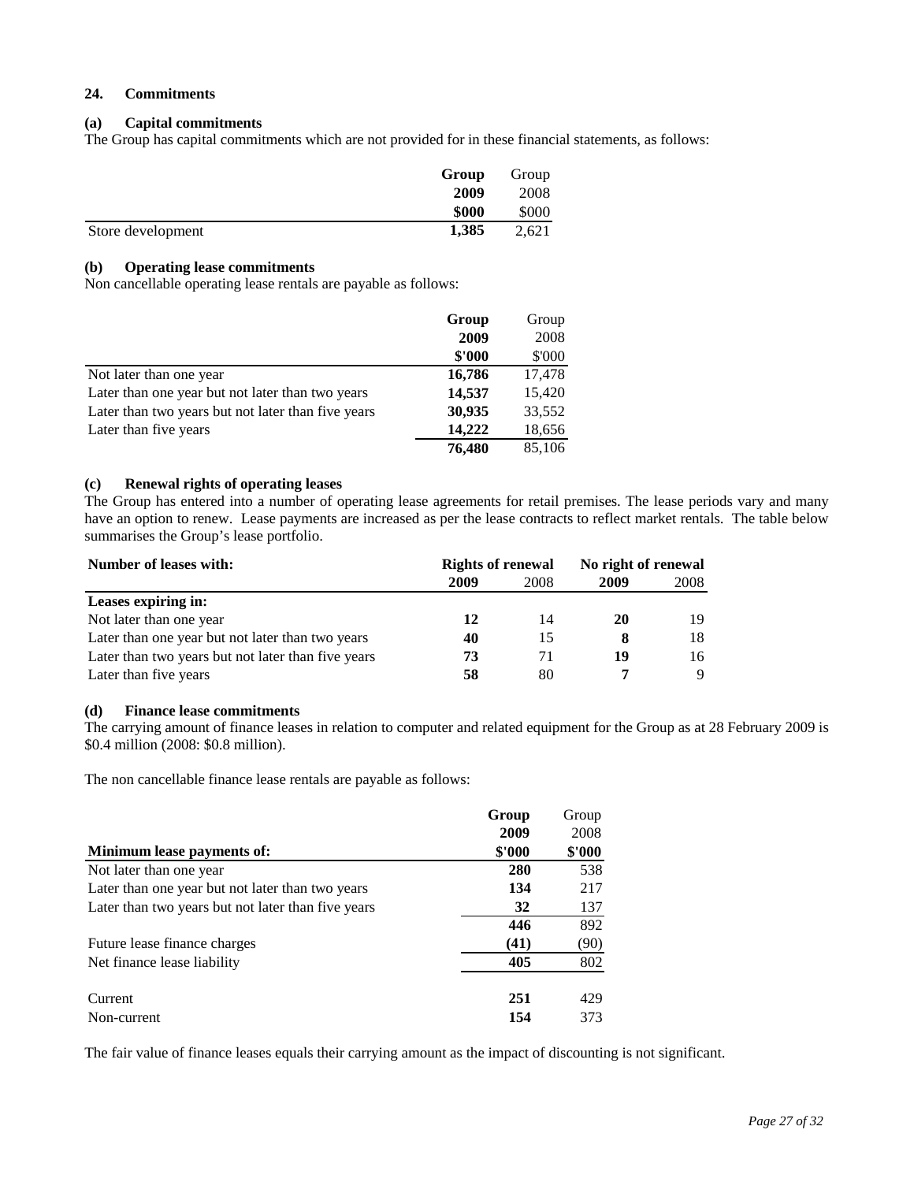## 24. Commitments

### (a) Capital commitments

The Group has capital commitments which are not provided for in these financial statements, as follows:

| | **Group 2009 \$000** | Group 2008 \$000 |
|---|---|---|
| Store development | **1,385** | 2,621 |

### (b) Operating lease commitments

Non cancellable operating lease rentals are payable as follows:

| | **Group 2009 \$'000** | Group 2008 \$'000 |
|---|---|---|
| Not later than one year | **16,786** | 17,478 |
| Later than one year but not later than two years | **14,537** | 15,420 |
| Later than two years but not later than five years | **30,935** | 33,552 |
| Later than five years | **14,222** | 18,656 |
| | **76,480** | 85,106 |

### (c) Renewal rights of operating leases

The Group has entered into a number of operating lease agreements for retail premises. The lease periods vary and many have an option to renew. Lease payments are increased as per the lease contracts to reflect market rentals. The table below summarises the Group's lease portfolio.

| **Number of leases with:** | **Rights of renewal** | | **No right of renewal** | |
|---|---|---|---|---|
| | **2009** | 2008 | **2009** | 2008 |
| **Leases expiring in:** | | | | |
| Not later than one year | **12** | 14 | **20** | 19 |
| Later than one year but not later than two years | **40** | 15 | **8** | 18 |
| Later than two years but not later than five years | **73** | 71 | **19** | 16 |
| Later than five years | **58** | 80 | **7** | 9 |

### (d) Finance lease commitments

The carrying amount of finance leases in relation to computer and related equipment for the Group as at 28 February 2009 is \$0.4 million (2008: \$0.8 million).

The non cancellable finance lease rentals are payable as follows:

| **Minimum lease payments of:** | **Group 2009 \$'000** | Group 2008 **\$'000** |
|---|---|---|
| Not later than one year | **280** | 538 |
| Later than one year but not later than two years | **134** | 217 |
| Later than two years but not later than five years | **32** | 137 |
| | **446** | 892 |
| Future lease finance charges | **(41)** | (90) |
| Net finance lease liability | **405** | 802 |
| Current | **251** | 429 |
| Non-current | **154** | 373 |

The fair value of finance leases equals their carrying amount as the impact of discounting is not significant.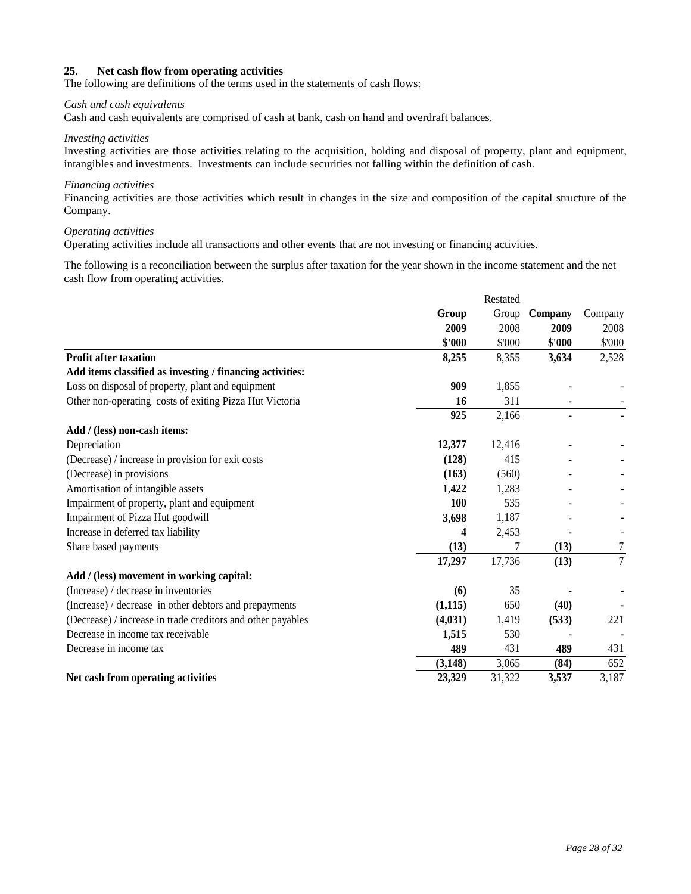## 25. Net cash flow from operating activities

The following are definitions of the terms used in the statements of cash flows:

*Cash and cash equivalents*

Cash and cash equivalents are comprised of cash at bank, cash on hand and overdraft balances.

*Investing activities*

Investing activities are those activities relating to the acquisition, holding and disposal of property, plant and equipment, intangibles and investments. Investments can include securities not falling within the definition of cash.

*Financing activities*

Financing activities are those activities which result in changes in the size and composition of the capital structure of the Company.

*Operating activities*

Operating activities include all transactions and other events that are not investing or financing activities.

The following is a reconciliation between the surplus after taxation for the year shown in the income statement and the net cash flow from operating activities.

| | | Restated | | |
|---|---|---|---|---|
| | **Group** | Group | **Company** | Company |
| | **2009** | 2008 | **2009** | 2008 |
| | **$'000** | $'000 | **$'000** | $'000 |
| **Profit after taxation** | **8,255** | 8,355 | **3,634** | 2,528 |
| **Add items classified as investing / financing activities:** | | | | |
| Loss on disposal of property, plant and equipment | **909** | 1,855 | **-** | - |
| Other non-operating costs of exiting Pizza Hut Victoria | **16** | 311 | **-** | - |
| | **925** | 2,166 | **-** | - |
| **Add / (less) non-cash items:** | | | | |
| Depreciation | **12,377** | 12,416 | **-** | - |
| (Decrease) / increase in provision for exit costs | **(128)** | 415 | **-** | - |
| (Decrease) in provisions | **(163)** | (560) | **-** | - |
| Amortisation of intangible assets | **1,422** | 1,283 | **-** | - |
| Impairment of property, plant and equipment | **100** | 535 | **-** | - |
| Impairment of Pizza Hut goodwill | **3,698** | 1,187 | **-** | - |
| Increase in deferred tax liability | **4** | 2,453 | **-** | - |
| Share based payments | **(13)** | 7 | **(13)** | 7 |
| | **17,297** | 17,736 | **(13)** | 7 |
| **Add / (less) movement in working capital:** | | | | |
| (Increase) / decrease in inventories | **(6)** | 35 | **-** | - |
| (Increase) / decrease in other debtors and prepayments | **(1,115)** | 650 | **(40)** | **-** |
| (Decrease) / increase in trade creditors and other payables | **(4,031)** | 1,419 | **(533)** | 221 |
| Decrease in income tax receivable | **1,515** | 530 | **-** | **-** |
| Decrease in income tax | **489** | 431 | **489** | 431 |
| | **(3,148)** | 3,065 | **(84)** | 652 |
| **Net cash from operating activities** | **23,329** | 31,322 | **3,537** | 3,187 |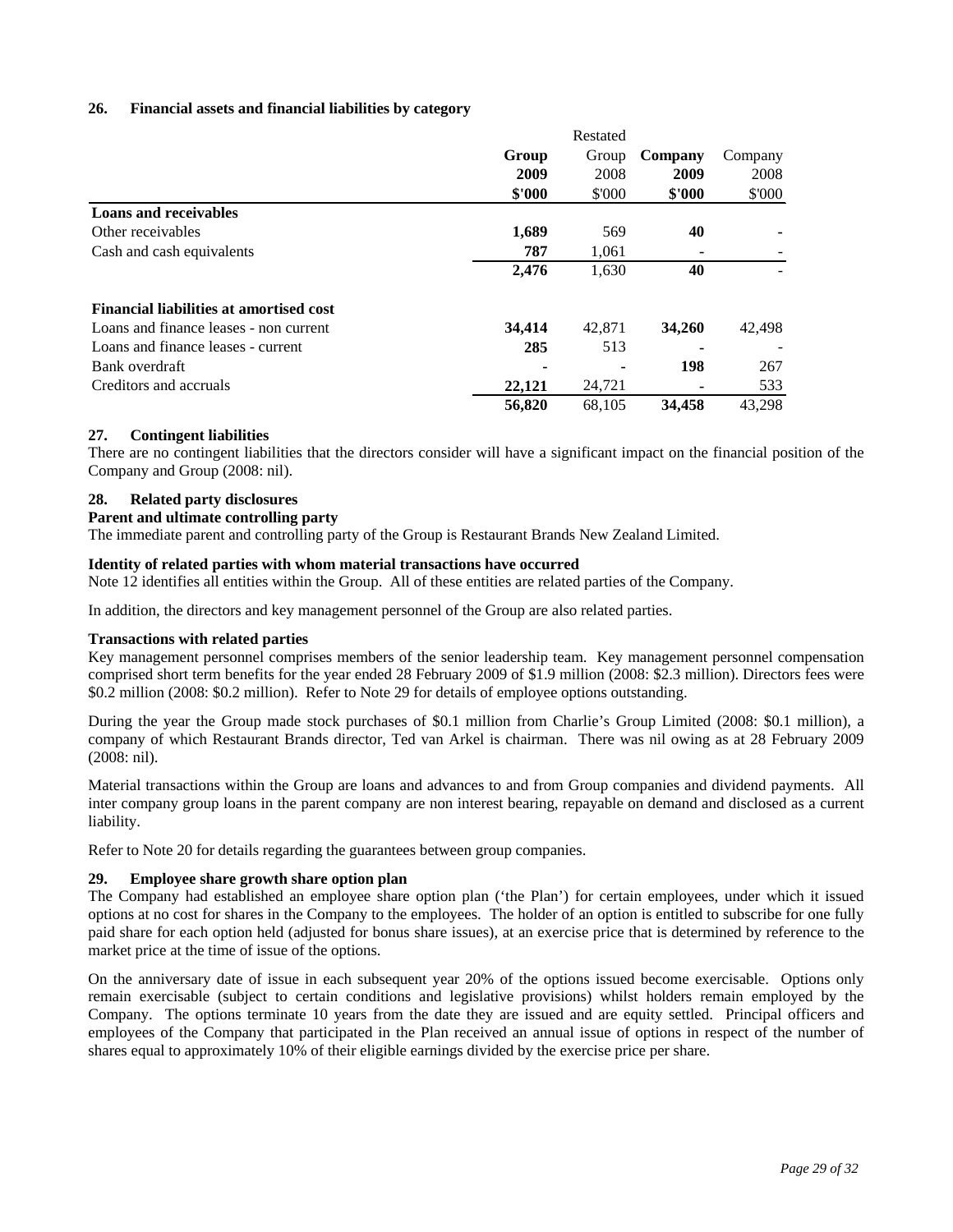### 26. Financial assets and financial liabilities by category

| | Group | Restated Group | Company | Company |
|---|---|---|---|---|
| | 2009 | 2008 | 2009 | 2008 |
| | $'000 | $'000 | $'000 | $'000 |
| **Loans and receivables** | | | | |
| Other receivables | **1,689** | 569 | **40** | - |
| Cash and cash equivalents | **787** | 1,061 | **-** | - |
| | **2,476** | 1,630 | **40** | - |
| **Financial liabilities at amortised cost** | | | | |
| Loans and finance leases - non current | **34,414** | 42,871 | **34,260** | 42,498 |
| Loans and finance leases - current | **285** | 513 | **-** | - |
| Bank overdraft | **-** | - | **198** | 267 |
| Creditors and accruals | **22,121** | 24,721 | **-** | 533 |
| | **56,820** | 68,105 | **34,458** | 43,298 |

### 27. Contingent liabilities

There are no contingent liabilities that the directors consider will have a significant impact on the financial position of the Company and Group (2008: nil).

### 28. Related party disclosures

**Parent and ultimate controlling party**

The immediate parent and controlling party of the Group is Restaurant Brands New Zealand Limited.

**Identity of related parties with whom material transactions have occurred**

Note 12 identifies all entities within the Group. All of these entities are related parties of the Company.

In addition, the directors and key management personnel of the Group are also related parties.

**Transactions with related parties**

Key management personnel comprises members of the senior leadership team. Key management personnel compensation comprised short term benefits for the year ended 28 February 2009 of $1.9 million (2008: $2.3 million). Directors fees were $0.2 million (2008: $0.2 million). Refer to Note 29 for details of employee options outstanding.

During the year the Group made stock purchases of $0.1 million from Charlie's Group Limited (2008: $0.1 million), a company of which Restaurant Brands director, Ted van Arkel is chairman. There was nil owing as at 28 February 2009 (2008: nil).

Material transactions within the Group are loans and advances to and from Group companies and dividend payments. All inter company group loans in the parent company are non interest bearing, repayable on demand and disclosed as a current liability.

Refer to Note 20 for details regarding the guarantees between group companies.

### 29. Employee share growth share option plan

The Company had established an employee share option plan ('the Plan') for certain employees, under which it issued options at no cost for shares in the Company to the employees. The holder of an option is entitled to subscribe for one fully paid share for each option held (adjusted for bonus share issues), at an exercise price that is determined by reference to the market price at the time of issue of the options.

On the anniversary date of issue in each subsequent year 20% of the options issued become exercisable. Options only remain exercisable (subject to certain conditions and legislative provisions) whilst holders remain employed by the Company. The options terminate 10 years from the date they are issued and are equity settled. Principal officers and employees of the Company that participated in the Plan received an annual issue of options in respect of the number of shares equal to approximately 10% of their eligible earnings divided by the exercise price per share.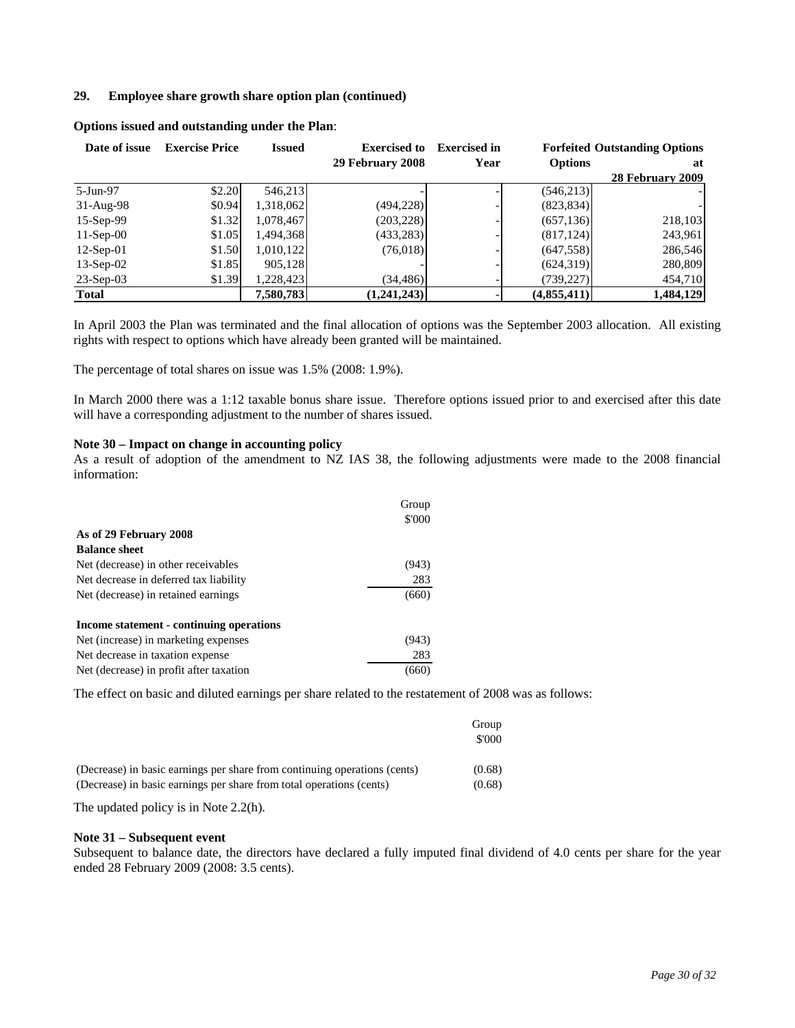## 29. Employee share growth share option plan (continued)

**Options issued and outstanding under the Plan**:

| Date of issue | Exercise Price | Issued | Exercised to 29 February 2008 | Exercised in Year | Forfeited Options | Outstanding Options at 28 February 2009 |
|---|---|---|---|---|---|---|
| 5-Jun-97 | \$2.20 | 546,213 | - | - | (546,213) | - |
| 31-Aug-98 | \$0.94 | 1,318,062 | (494,228) | - | (823,834) | - |
| 15-Sep-99 | \$1.32 | 1,078,467 | (203,228) | - | (657,136) | 218,103 |
| 11-Sep-00 | \$1.05 | 1,494,368 | (433,283) | - | (817,124) | 243,961 |
| 12-Sep-01 | \$1.50 | 1,010,122 | (76,018) | - | (647,558) | 286,546 |
| 13-Sep-02 | \$1.85 | 905,128 | - | - | (624,319) | 280,809 |
| 23-Sep-03 | \$1.39 | 1,228,423 | (34,486) | - | (739,227) | 454,710 |
| **Total** | | **7,580,783** | **(1,241,243)** | **-** | **(4,855,411)** | **1,484,129** |

In April 2003 the Plan was terminated and the final allocation of options was the September 2003 allocation. All existing rights with respect to options which have already been granted will be maintained.

The percentage of total shares on issue was 1.5% (2008: 1.9%).

In March 2000 there was a 1:12 taxable bonus share issue. Therefore options issued prior to and exercised after this date will have a corresponding adjustment to the number of shares issued.

### Note 30 – Impact on change in accounting policy

As a result of adoption of the amendment to NZ IAS 38, the following adjustments were made to the 2008 financial information:

| | Group \$'000 |
|---|---|
| **As of 29 February 2008** | |
| **Balance sheet** | |
| Net (decrease) in other receivables | (943) |
| Net decrease in deferred tax liability | 283 |
| Net (decrease) in retained earnings | (660) |
| | |
| **Income statement - continuing operations** | |
| Net (increase) in marketing expenses | (943) |
| Net decrease in taxation expense | 283 |
| Net (decrease) in profit after taxation | (660) |

The effect on basic and diluted earnings per share related to the restatement of 2008 was as follows:

| | Group \$'000 |
|---|---|
| (Decrease) in basic earnings per share from continuing operations (cents) | (0.68) |
| (Decrease) in basic earnings per share from total operations (cents) | (0.68) |

The updated policy is in Note 2.2(h).

### Note 31 – Subsequent event

Subsequent to balance date, the directors have declared a fully imputed final dividend of 4.0 cents per share for the year ended 28 February 2009 (2008: 3.5 cents).